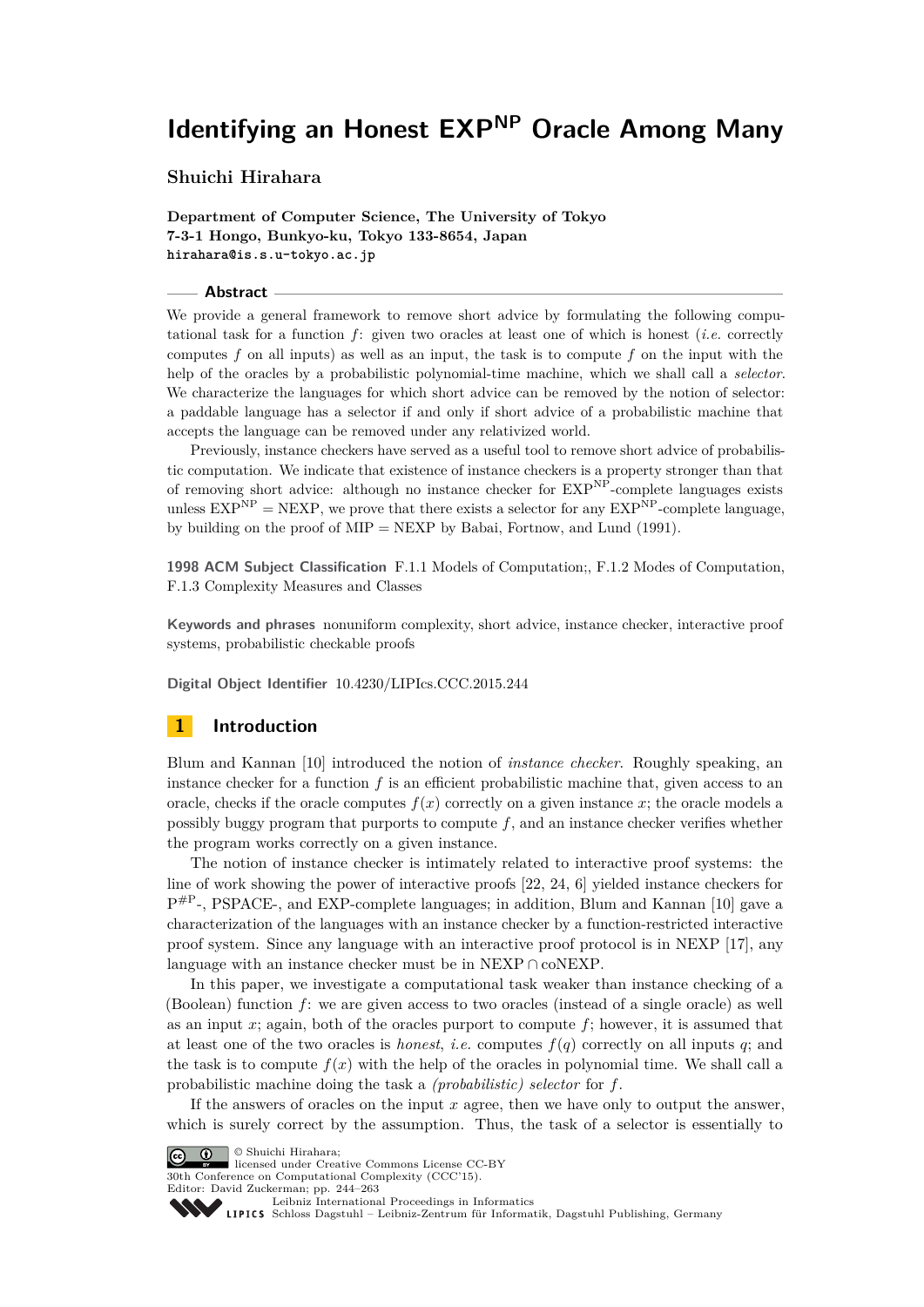# Identifying an Honest $\mathrm{EXP}^{\mathrm{NP}}$ Oracle Among Many

**Shuichi Hirahara**

**Department of Computer Science, The University of Tokyo**
**7-3-1 Hongo, Bunkyo-ku, Tokyo 133-8654, Japan**
**hirahara@is.s.u-tokyo.ac.jp**

## Abstract

We provide a general framework to remove short advice by formulating the following computational task for a function $f$: given two oracles at least one of which is honest (*i.e.* correctly computes $f$ on all inputs) as well as an input, the task is to compute $f$ on the input with the help of the oracles by a probabilistic polynomial-time machine, which we shall call a *selector*. We characterize the languages for which short advice can be removed by the notion of selector: a paddable language has a selector if and only if short advice of a probabilistic machine that accepts the language can be removed under any relativized world.

Previously, instance checkers have served as a useful tool to remove short advice of probabilistic computation. We indicate that existence of instance checkers is a property stronger than that of removing short advice: although no instance checker for $\mathrm{EXP}^{\mathrm{NP}}$-complete languages exists unless $\mathrm{EXP}^{\mathrm{NP}} = \mathrm{NEXP}$, we prove that there exists a selector for any $\mathrm{EXP}^{\mathrm{NP}}$-complete language, by building on the proof of $\mathrm{MIP} = \mathrm{NEXP}$ by Babai, Fortnow, and Lund (1991).

**1998 ACM Subject Classification** F.1.1 Models of Computation;, F.1.2 Modes of Computation, F.1.3 Complexity Measures and Classes

**Keywords and phrases** nonuniform complexity, short advice, instance checker, interactive proof systems, probabilistic checkable proofs

**Digital Object Identifier** 10.4230/LIPIcs.CCC.2015.244

## 1 Introduction

Blum and Kannan [10] introduced the notion of *instance checker*. Roughly speaking, an instance checker for a function $f$ is an efficient probabilistic machine that, given access to an oracle, checks if the oracle computes $f(x)$ correctly on a given instance $x$; the oracle models a possibly buggy program that purports to compute $f$, and an instance checker verifies whether the program works correctly on a given instance.

The notion of instance checker is intimately related to interactive proof systems: the line of work showing the power of interactive proofs [22, 24, 6] yielded instance checkers for $\mathrm{P}^{\#\mathrm{P}}$-, PSPACE-, and EXP-complete languages; in addition, Blum and Kannan [10] gave a characterization of the languages with an instance checker by a function-restricted interactive proof system. Since any language with an interactive proof protocol is in NEXP [17], any language with an instance checker must be in $\mathrm{NEXP} \cap \mathrm{coNEXP}$.

In this paper, we investigate a computational task weaker than instance checking of a (Boolean) function $f$: we are given access to two oracles (instead of a single oracle) as well as an input $x$; again, both of the oracles purport to compute $f$; however, it is assumed that at least one of the two oracles is *honest*, *i.e.* computes $f(q)$ correctly on all inputs $q$; and the task is to compute $f(x)$ with the help of the oracles in polynomial time. We shall call a probabilistic machine doing the task a *(probabilistic) selector* for $f$.

If the answers of oracles on the input $x$ agree, then we have only to output the answer, which is surely correct by the assumption. Thus, the task of a selector is essentially to

© Shuichi Hirahara;
licensed under Creative Commons License CC-BY
30th Conference on Computational Complexity (CCC'15).
Editor: David Zuckerman; pp. 244–263
Leibniz International Proceedings in Informatics
Schloss Dagstuhl – Leibniz-Zentrum für Informatik, Dagstuhl Publishing, Germany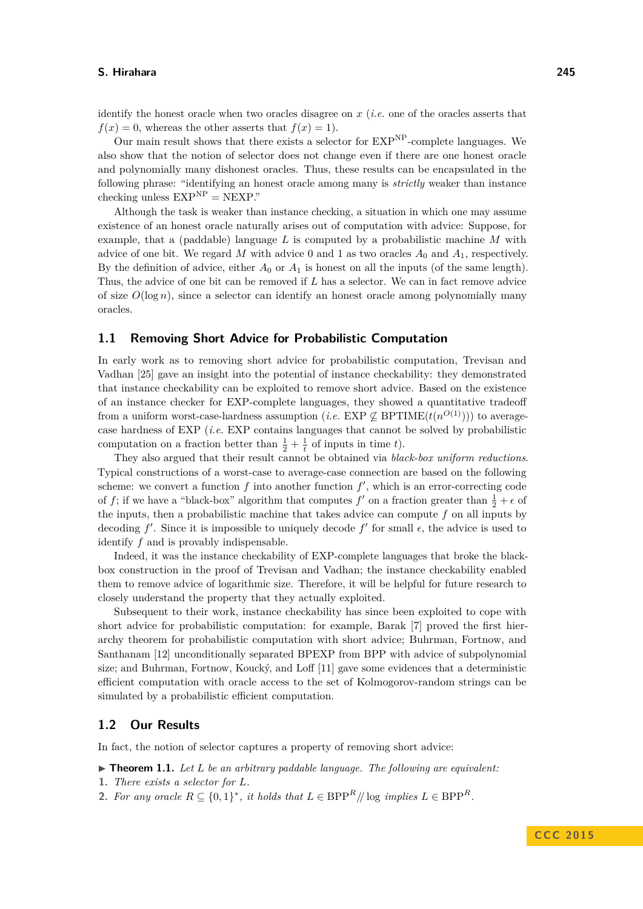identify the honest oracle when two oracles disagree on $x$ (*i.e.* one of the oracles asserts that $f(x) = 0$, whereas the other asserts that $f(x) = 1$).

Our main result shows that there exists a selector for $\mathrm{EXP}^{\mathrm{NP}}$-complete languages. We also show that the notion of selector does not change even if there are one honest oracle and polynomially many dishonest oracles. Thus, these results can be encapsulated in the following phrase: "identifying an honest oracle among many is *strictly* weaker than instance checking unless $\mathrm{EXP}^{\mathrm{NP}} = \mathrm{NEXP}$."

Although the task is weaker than instance checking, a situation in which one may assume existence of an honest oracle naturally arises out of computation with advice: Suppose, for example, that a (paddable) language $L$ is computed by a probabilistic machine $M$ with advice of one bit. We regard $M$ with advice 0 and 1 as two oracles $A_0$ and $A_1$, respectively. By the definition of advice, either $A_0$ or $A_1$ is honest on all the inputs (of the same length). Thus, the advice of one bit can be removed if $L$ has a selector. We can in fact remove advice of size $O(\log n)$, since a selector can identify an honest oracle among polynomially many oracles.

## 1.1 Removing Short Advice for Probabilistic Computation

In early work as to removing short advice for probabilistic computation, Trevisan and Vadhan [25] gave an insight into the potential of instance checkability: they demonstrated that instance checkability can be exploited to remove short advice. Based on the existence of an instance checker for EXP-complete languages, they showed a quantitative tradeoff from a uniform worst-case-hardness assumption (*i.e.* $\mathrm{EXP} \not\subseteq \mathrm{BPTIME}(t(n^{O(1)}))$) to average-case hardness of EXP (*i.e.* EXP contains languages that cannot be solved by probabilistic computation on a fraction better than $\frac{1}{2} + \frac{1}{t}$ of inputs in time $t$).

They also argued that their result cannot be obtained via *black-box uniform reductions*. Typical constructions of a worst-case to average-case connection are based on the following scheme: we convert a function $f$ into another function $f'$, which is an error-correcting code of $f$; if we have a "black-box" algorithm that computes $f'$ on a fraction greater than $\frac{1}{2} + \epsilon$ of the inputs, then a probabilistic machine that takes advice can compute $f$ on all inputs by decoding $f'$. Since it is impossible to uniquely decode $f'$ for small $\epsilon$, the advice is used to identify $f$ and is provably indispensable.

Indeed, it was the instance checkability of EXP-complete languages that broke the black-box construction in the proof of Trevisan and Vadhan; the instance checkability enabled them to remove advice of logarithmic size. Therefore, it will be helpful for future research to closely understand the property that they actually exploited.

Subsequent to their work, instance checkability has since been exploited to cope with short advice for probabilistic computation: for example, Barak [7] proved the first hierarchy theorem for probabilistic computation with short advice; Buhrman, Fortnow, and Santhanam [12] unconditionally separated BPEXP from BPP with advice of subpolynomial size; and Buhrman, Fortnow, Koucký, and Loff [11] gave some evidences that a deterministic efficient computation with oracle access to the set of Kolmogorov-random strings can be simulated by a probabilistic efficient computation.

## 1.2 Our Results

In fact, the notion of selector captures a property of removing short advice:

▶ **Theorem 1.1.** *Let $L$ be an arbitrary paddable language. The following are equivalent:*

1. *There exists a selector for $L$.*
2. *For any oracle $R \subseteq \{0,1\}^*$, it holds that $L \in \mathrm{BPP}^R/\!/\log$ implies $L \in \mathrm{BPP}^R$.*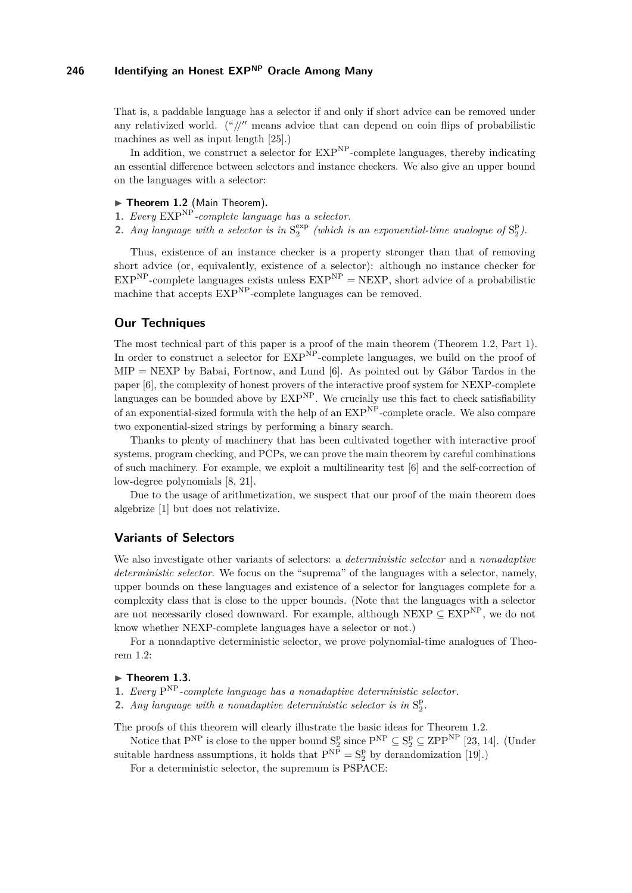That is, a paddable language has a selector if and only if short advice can be removed under any relativized world. ("//" means advice that can depend on coin flips of probabilistic machines as well as input length [25].)

In addition, we construct a selector for $\mathrm{EXP}^{\mathrm{NP}}$-complete languages, thereby indicating an essential difference between selectors and instance checkers. We also give an upper bound on the languages with a selector:

▶ **Theorem 1.2** (Main Theorem)**.**

1. *Every* $\mathrm{EXP}^{\mathrm{NP}}$*-complete language has a selector.*
2. *Any language with a selector is in* $\mathrm{S}_2^{\mathrm{exp}}$ *(which is an exponential-time analogue of* $\mathrm{S}_2^{\mathrm{p}}$*).*

Thus, existence of an instance checker is a property stronger than that of removing short advice (or, equivalently, existence of a selector): although no instance checker for $\mathrm{EXP}^{\mathrm{NP}}$-complete languages exists unless $\mathrm{EXP}^{\mathrm{NP}} = \mathrm{NEXP}$, short advice of a probabilistic machine that accepts $\mathrm{EXP}^{\mathrm{NP}}$-complete languages can be removed.

## Our Techniques

The most technical part of this paper is a proof of the main theorem (Theorem 1.2, Part 1). In order to construct a selector for $\mathrm{EXP}^{\mathrm{NP}}$-complete languages, we build on the proof of $\mathrm{MIP} = \mathrm{NEXP}$ by Babai, Fortnow, and Lund [6]. As pointed out by Gábor Tardos in the paper [6], the complexity of honest provers of the interactive proof system for NEXP-complete languages can be bounded above by $\mathrm{EXP}^{\mathrm{NP}}$. We crucially use this fact to check satisfiability of an exponential-sized formula with the help of an $\mathrm{EXP}^{\mathrm{NP}}$-complete oracle. We also compare two exponential-sized strings by performing a binary search.

Thanks to plenty of machinery that has been cultivated together with interactive proof systems, program checking, and PCPs, we can prove the main theorem by careful combinations of such machinery. For example, we exploit a multilinearity test [6] and the self-correction of low-degree polynomials [8, 21].

Due to the usage of arithmetization, we suspect that our proof of the main theorem does algebrize [1] but does not relativize.

## Variants of Selectors

We also investigate other variants of selectors: a *deterministic selector* and a *nonadaptive deterministic selector*. We focus on the "suprema" of the languages with a selector, namely, upper bounds on these languages and existence of a selector for languages complete for a complexity class that is close to the upper bounds. (Note that the languages with a selector are not necessarily closed downward. For example, although $\mathrm{NEXP} \subseteq \mathrm{EXP}^{\mathrm{NP}}$, we do not know whether NEXP-complete languages have a selector or not.)

For a nonadaptive deterministic selector, we prove polynomial-time analogues of Theorem 1.2:

▶ **Theorem 1.3.**

1. *Every* $\mathrm{P}^{\mathrm{NP}}$*-complete language has a nonadaptive deterministic selector.*
2. *Any language with a nonadaptive deterministic selector is in* $\mathrm{S}_2^{\mathrm{p}}$*.*

The proofs of this theorem will clearly illustrate the basic ideas for Theorem 1.2.

Notice that $\mathrm{P}^{\mathrm{NP}}$ is close to the upper bound $\mathrm{S}_2^{\mathrm{p}}$ since $\mathrm{P}^{\mathrm{NP}} \subseteq \mathrm{S}_2^{\mathrm{p}} \subseteq \mathrm{ZPP}^{\mathrm{NP}}$ [23, 14]. (Under suitable hardness assumptions, it holds that $\mathrm{P}^{\mathrm{NP}} = \mathrm{S}_2^{\mathrm{p}}$ by derandomization [19].)

For a deterministic selector, the supremum is PSPACE: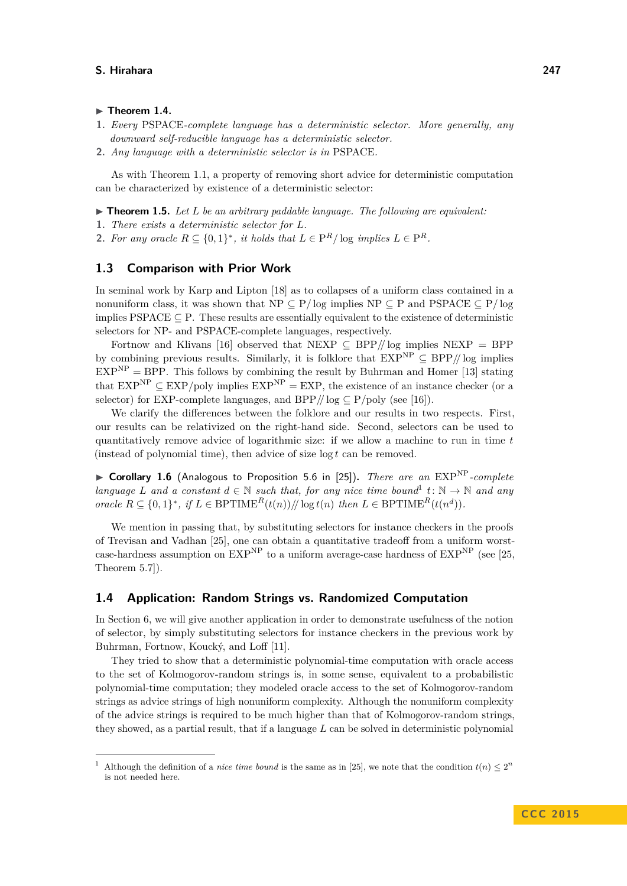▶ **Theorem 1.4.**

1. *Every* PSPACE*-complete language has a deterministic selector. More generally, any downward self-reducible language has a deterministic selector.*
2. *Any language with a deterministic selector is in* PSPACE*.*

As with Theorem 1.1, a property of removing short advice for deterministic computation can be characterized by existence of a deterministic selector:

▶ **Theorem 1.5.** *Let $L$ be an arbitrary paddable language. The following are equivalent:*

1. *There exists a deterministic selector for $L$.*
2. *For any oracle $R \subseteq \{0,1\}^*$, it holds that $L \in \mathrm{P}^R/\log$ implies $L \in \mathrm{P}^R$.*

## 1.3 Comparison with Prior Work

In seminal work by Karp and Lipton [18] as to collapses of a uniform class contained in a nonuniform class, it was shown that $\mathrm{NP} \subseteq \mathrm{P}/\log$ implies $\mathrm{NP} \subseteq \mathrm{P}$ and $\mathrm{PSPACE} \subseteq \mathrm{P}/\log$ implies $\mathrm{PSPACE} \subseteq \mathrm{P}$. These results are essentially equivalent to the existence of deterministic selectors for NP- and PSPACE-complete languages, respectively.

Fortnow and Klivans [16] observed that $\mathrm{NEXP} \subseteq \mathrm{BPP}/\!/\log$ implies $\mathrm{NEXP} = \mathrm{BPP}$ by combining previous results. Similarly, it is folklore that $\mathrm{EXP}^{\mathrm{NP}} \subseteq \mathrm{BPP}/\!/\log$ implies $\mathrm{EXP}^{\mathrm{NP}} = \mathrm{BPP}$. This follows by combining the result by Buhrman and Homer [13] stating that $\mathrm{EXP}^{\mathrm{NP}} \subseteq \mathrm{EXP}/\mathrm{poly}$ implies $\mathrm{EXP}^{\mathrm{NP}} = \mathrm{EXP}$, the existence of an instance checker (or a selector) for EXP-complete languages, and $\mathrm{BPP}/\!/\log \subseteq \mathrm{P}/\mathrm{poly}$ (see [16]).

We clarify the differences between the folklore and our results in two respects. First, our results can be relativized on the right-hand side. Second, selectors can be used to quantitatively remove advice of logarithmic size: if we allow a machine to run in time $t$ (instead of polynomial time), then advice of size $\log t$ can be removed.

▶ **Corollary 1.6** (Analogous to Proposition 5.6 in [25])**.** *There are an $\mathrm{EXP}^{\mathrm{NP}}$-complete language $L$ and a constant $d \in \mathbb{N}$ such that, for any nice time bound*[1] *$t\colon \mathbb{N} \to \mathbb{N}$ and any oracle $R \subseteq \{0,1\}^*$, if $L \in \mathrm{BPTIME}^R(t(n))/\!/\log t(n)$ then $L \in \mathrm{BPTIME}^R(t(n^d))$.*

We mention in passing that, by substituting selectors for instance checkers in the proofs of Trevisan and Vadhan [25], one can obtain a quantitative tradeoff from a uniform worst-case-hardness assumption on $\mathrm{EXP}^{\mathrm{NP}}$ to a uniform average-case hardness of $\mathrm{EXP}^{\mathrm{NP}}$ (see [25, Theorem 5.7]).

## 1.4 Application: Random Strings vs. Randomized Computation

In Section 6, we will give another application in order to demonstrate usefulness of the notion of selector, by simply substituting selectors for instance checkers in the previous work by Buhrman, Fortnow, Koucký, and Loff [11].

They tried to show that a deterministic polynomial-time computation with oracle access to the set of Kolmogorov-random strings is, in some sense, equivalent to a probabilistic polynomial-time computation; they modeled oracle access to the set of Kolmogorov-random strings as advice strings of high nonuniform complexity. Although the nonuniform complexity of the advice strings is required to be much higher than that of Kolmogorov-random strings, they showed, as a partial result, that if a language $L$ can be solved in deterministic polynomial

[1] Although the definition of a *nice time bound* is the same as in [25], we note that the condition $t(n) \leq 2^n$ is not needed here.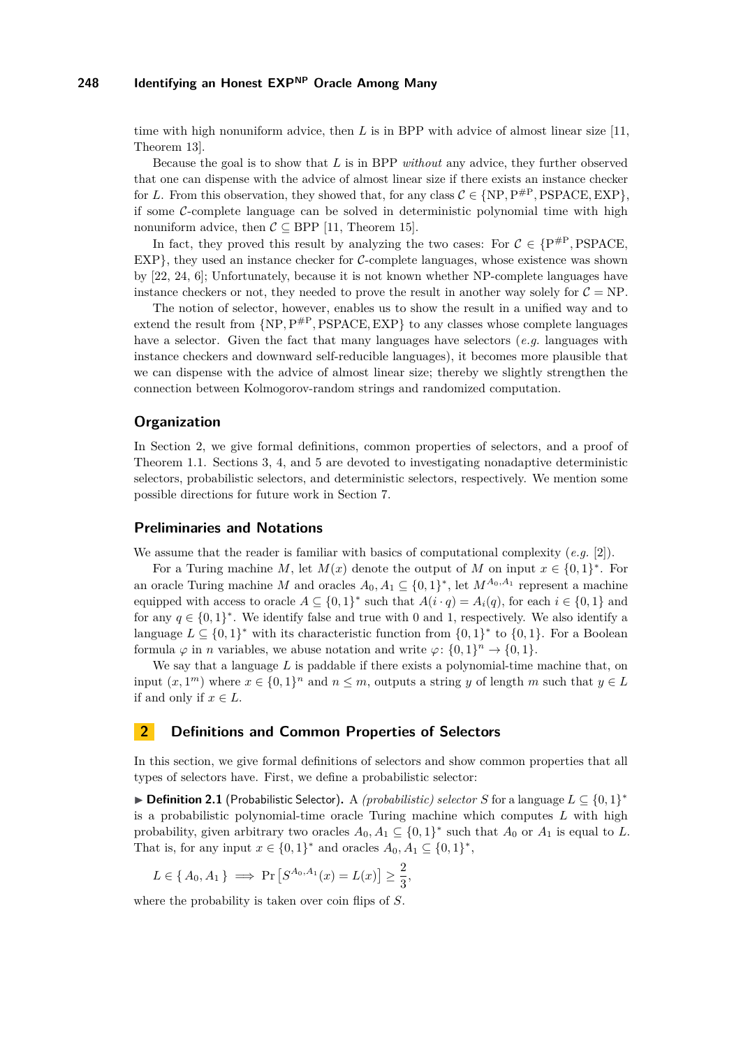time with high nonuniform advice, then $L$ is in BPP with advice of almost linear size [11, Theorem 13].

Because the goal is to show that $L$ is in BPP *without* any advice, they further observed that one can dispense with the advice of almost linear size if there exists an instance checker for $L$. From this observation, they showed that, for any class $\mathcal{C} \in \{\mathrm{NP}, \mathrm{P}^{\#\mathrm{P}}, \mathrm{PSPACE}, \mathrm{EXP}\}$, if some $\mathcal{C}$-complete language can be solved in deterministic polynomial time with high nonuniform advice, then $\mathcal{C} \subseteq \mathrm{BPP}$ [11, Theorem 15].

In fact, they proved this result by analyzing the two cases: For $\mathcal{C} \in \{\mathrm{P}^{\#\mathrm{P}}, \mathrm{PSPACE}, \mathrm{EXP}\}$, they used an instance checker for $\mathcal{C}$-complete languages, whose existence was shown by [22, 24, 6]; Unfortunately, because it is not known whether NP-complete languages have instance checkers or not, they needed to prove the result in another way solely for $\mathcal{C} = \mathrm{NP}$.

The notion of selector, however, enables us to show the result in a unified way and to extend the result from $\{\mathrm{NP}, \mathrm{P}^{\#\mathrm{P}}, \mathrm{PSPACE}, \mathrm{EXP}\}$ to any classes whose complete languages have a selector. Given the fact that many languages have selectors (*e.g.* languages with instance checkers and downward self-reducible languages), it becomes more plausible that we can dispense with the advice of almost linear size; thereby we slightly strengthen the connection between Kolmogorov-random strings and randomized computation.

### Organization

In Section 2, we give formal definitions, common properties of selectors, and a proof of Theorem 1.1. Sections 3, 4, and 5 are devoted to investigating nonadaptive deterministic selectors, probabilistic selectors, and deterministic selectors, respectively. We mention some possible directions for future work in Section 7.

### Preliminaries and Notations

We assume that the reader is familiar with basics of computational complexity (*e.g.* [2]).

For a Turing machine $M$, let $M(x)$ denote the output of $M$ on input $x \in \{0,1\}^*$. For an oracle Turing machine $M$ and oracles $A_0, A_1 \subseteq \{0,1\}^*$, let $M^{A_0,A_1}$ represent a machine equipped with access to oracle $A \subseteq \{0,1\}^*$ such that $A(i \cdot q) = A_i(q)$, for each $i \in \{0,1\}$ and for any $q \in \{0,1\}^*$. We identify false and true with 0 and 1, respectively. We also identify a language $L \subseteq \{0,1\}^*$ with its characteristic function from $\{0,1\}^*$ to $\{0,1\}$. For a Boolean formula $\varphi$ in $n$ variables, we abuse notation and write $\varphi\colon \{0,1\}^n \to \{0,1\}$.

We say that a language $L$ is paddable if there exists a polynomial-time machine that, on input $(x, 1^m)$ where $x \in \{0,1\}^n$ and $n \leq m$, outputs a string $y$ of length $m$ such that $y \in L$ if and only if $x \in L$.

## 2 Definitions and Common Properties of Selectors

In this section, we give formal definitions of selectors and show common properties that all types of selectors have. First, we define a probabilistic selector:

▶ **Definition 2.1** (Probabilistic Selector). A *(probabilistic) selector $S$* for a language $L \subseteq \{0,1\}^*$ is a probabilistic polynomial-time oracle Turing machine which computes $L$ with high probability, given arbitrary two oracles $A_0, A_1 \subseteq \{0,1\}^*$ such that $A_0$ or $A_1$ is equal to $L$. That is, for any input $x \in \{0,1\}^*$ and oracles $A_0, A_1 \subseteq \{0,1\}^*$,

$$L \in \{\, A_0, A_1 \,\} \implies \Pr\left[S^{A_0,A_1}(x) = L(x)\right] \geq \frac{2}{3},$$

where the probability is taken over coin flips of $S$.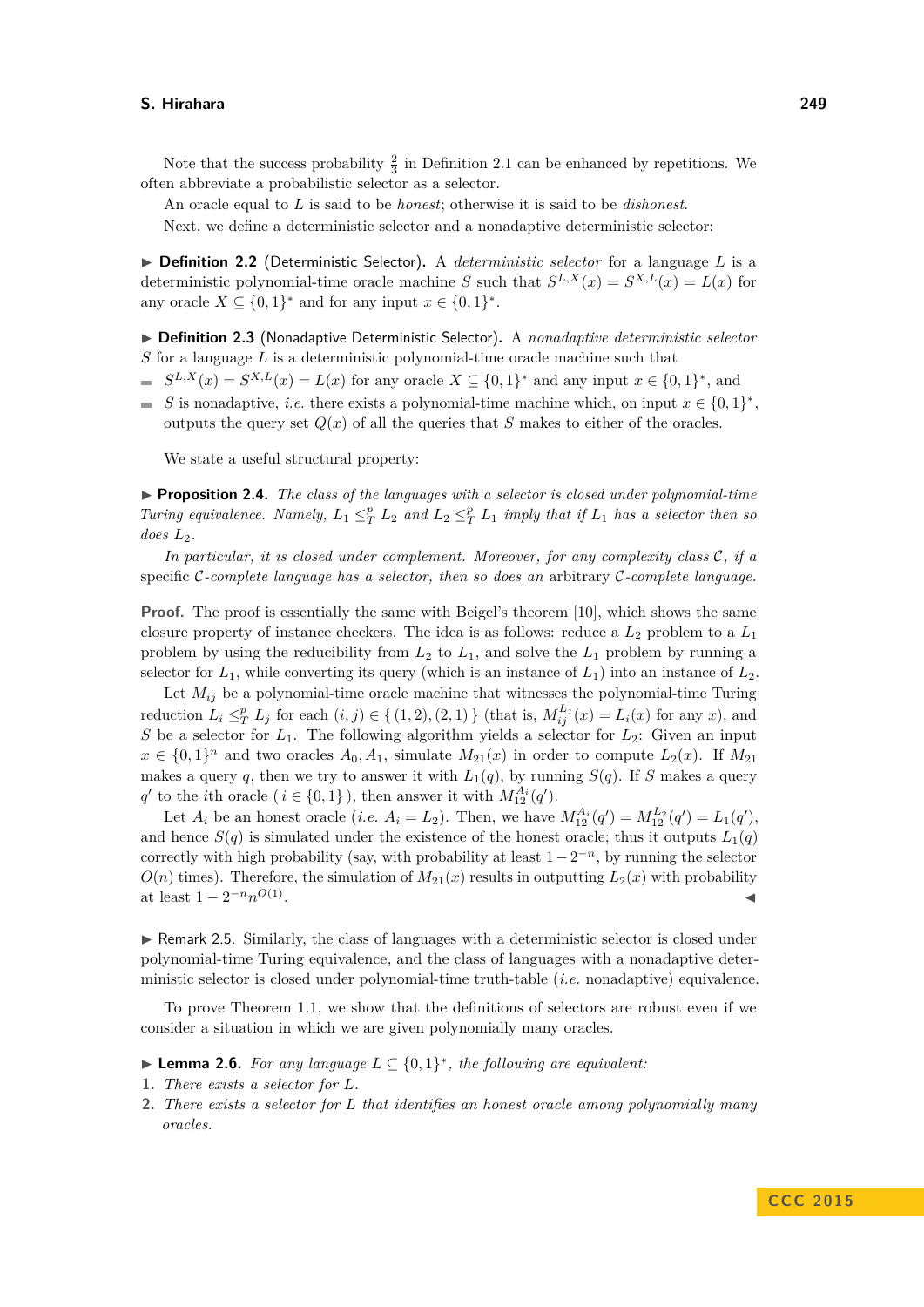Note that the success probability $\frac{2}{3}$ in Definition 2.1 can be enhanced by repetitions. We often abbreviate a probabilistic selector as a selector.

An oracle equal to $L$ is said to be *honest*; otherwise it is said to be *dishonest*.

Next, we define a deterministic selector and a nonadaptive deterministic selector:

▶ **Definition 2.2** (Deterministic Selector)**.** A *deterministic selector* for a language $L$ is a deterministic polynomial-time oracle machine $S$ such that $S^{L,X}(x) = S^{X,L}(x) = L(x)$ for any oracle $X \subseteq \{0,1\}^*$ and for any input $x \in \{0,1\}^*$.

▶ **Definition 2.3** (Nonadaptive Deterministic Selector)**.** A *nonadaptive deterministic selector* $S$ for a language $L$ is a deterministic polynomial-time oracle machine such that

- $S^{L,X}(x) = S^{X,L}(x) = L(x)$ for any oracle $X \subseteq \{0,1\}^*$ and any input $x \in \{0,1\}^*$, and
- $S$ is nonadaptive, *i.e.* there exists a polynomial-time machine which, on input $x \in \{0,1\}^*$, outputs the query set $Q(x)$ of all the queries that $S$ makes to either of the oracles.

We state a useful structural property:

▶ **Proposition 2.4.** *The class of the languages with a selector is closed under polynomial-time Turing equivalence. Namely, $L_1 \leq_T^p L_2$ and $L_2 \leq_T^p L_1$ imply that if $L_1$ has a selector then so does $L_2$.*

*In particular, it is closed under complement. Moreover, for any complexity class $\mathcal{C}$, if a* specific *$\mathcal{C}$-complete language has a selector, then so does an* arbitrary *$\mathcal{C}$-complete language.*

**Proof.** The proof is essentially the same with Beigel's theorem [10], which shows the same closure property of instance checkers. The idea is as follows: reduce a $L_2$ problem to a $L_1$ problem by using the reducibility from $L_2$ to $L_1$, and solve the $L_1$ problem by running a selector for $L_1$, while converting its query (which is an instance of $L_1$) into an instance of $L_2$.

Let $M_{ij}$ be a polynomial-time oracle machine that witnesses the polynomial-time Turing reduction $L_i \leq_T^p L_j$ for each $(i,j) \in \{(1,2),(2,1)\}$ (that is, $M_{ij}^{L_j}(x) = L_i(x)$ for any $x$), and $S$ be a selector for $L_1$. The following algorithm yields a selector for $L_2$: Given an input $x \in \{0,1\}^n$ and two oracles $A_0, A_1$, simulate $M_{21}(x)$ in order to compute $L_2(x)$. If $M_{21}$ makes a query $q$, then we try to answer it with $L_1(q)$, by running $S(q)$. If $S$ makes a query $q'$ to the $i$th oracle ($i \in \{0,1\}$), then answer it with $M_{12}^{A_i}(q')$.

Let $A_i$ be an honest oracle (*i.e.* $A_i = L_2$). Then, we have $M_{12}^{A_i}(q') = M_{12}^{L_2}(q') = L_1(q')$, and hence $S(q)$ is simulated under the existence of the honest oracle; thus it outputs $L_1(q)$ correctly with high probability (say, with probability at least $1 - 2^{-n}$, by running the selector $O(n)$ times). Therefore, the simulation of $M_{21}(x)$ results in outputting $L_2(x)$ with probability at least $1 - 2^{-n}n^{O(1)}$. ◀

▶ Remark 2.5. Similarly, the class of languages with a deterministic selector is closed under polynomial-time Turing equivalence, and the class of languages with a nonadaptive deterministic selector is closed under polynomial-time truth-table (*i.e.* nonadaptive) equivalence.

To prove Theorem 1.1, we show that the definitions of selectors are robust even if we consider a situation in which we are given polynomially many oracles.

▶ **Lemma 2.6.** *For any language $L \subseteq \{0,1\}^*$, the following are equivalent:*

1. *There exists a selector for $L$.*
2. *There exists a selector for $L$ that identifies an honest oracle among polynomially many oracles.*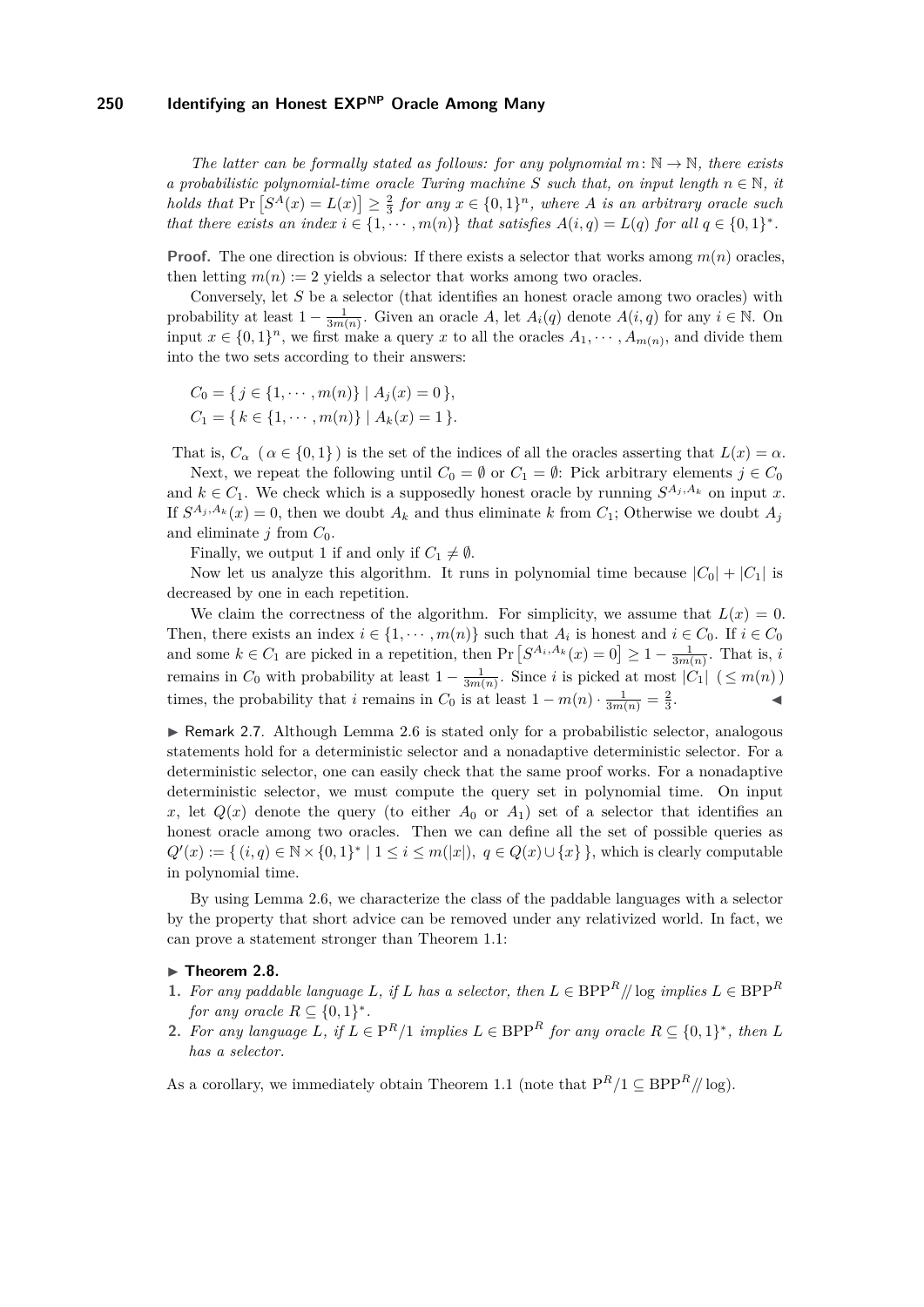*The latter can be formally stated as follows: for any polynomial $m\colon \mathbb{N} \to \mathbb{N}$, there exists a probabilistic polynomial-time oracle Turing machine $S$ such that, on input length $n \in \mathbb{N}$, it holds that $\Pr\left[S^A(x) = L(x)\right] \ge \frac{2}{3}$ for any $x \in \{0,1\}^n$, where $A$ is an arbitrary oracle such that there exists an index $i \in \{1, \cdots, m(n)\}$ that satisfies $A(i,q) = L(q)$ for all $q \in \{0,1\}^*$.*

**Proof.** The one direction is obvious: If there exists a selector that works among $m(n)$ oracles, then letting $m(n) := 2$ yields a selector that works among two oracles.

Conversely, let $S$ be a selector (that identifies an honest oracle among two oracles) with probability at least $1 - \frac{1}{3m(n)}$. Given an oracle $A$, let $A_i(q)$ denote $A(i,q)$ for any $i \in \mathbb{N}$. On input $x \in \{0,1\}^n$, we first make a query $x$ to all the oracles $A_1, \cdots, A_{m(n)}$, and divide them into the two sets according to their answers:

$$C_0 = \{\, j \in \{1, \cdots, m(n)\} \mid A_j(x) = 0 \,\},$$
$$C_1 = \{\, k \in \{1, \cdots, m(n)\} \mid A_k(x) = 1 \,\}.$$

That is, $C_\alpha$ ( $\alpha \in \{0,1\}$ ) is the set of the indices of all the oracles asserting that $L(x) = \alpha$.

Next, we repeat the following until $C_0 = \emptyset$ or $C_1 = \emptyset$: Pick arbitrary elements $j \in C_0$ and $k \in C_1$. We check which is a supposedly honest oracle by running $S^{A_j, A_k}$ on input $x$. If $S^{A_j, A_k}(x) = 0$, then we doubt $A_k$ and thus eliminate $k$ from $C_1$; Otherwise we doubt $A_j$ and eliminate $j$ from $C_0$.

Finally, we output 1 if and only if $C_1 \neq \emptyset$.

Now let us analyze this algorithm. It runs in polynomial time because $|C_0| + |C_1|$ is decreased by one in each repetition.

We claim the correctness of the algorithm. For simplicity, we assume that $L(x) = 0$. Then, there exists an index $i \in \{1, \cdots, m(n)\}$ such that $A_i$ is honest and $i \in C_0$. If $i \in C_0$ and some $k \in C_1$ are picked in a repetition, then $\Pr\left[S^{A_i, A_k}(x) = 0\right] \ge 1 - \frac{1}{3m(n)}$. That is, $i$ remains in $C_0$ with probability at least $1 - \frac{1}{3m(n)}$. Since $i$ is picked at most $|C_1|$ ( $\le m(n)$ ) times, the probability that $i$ remains in $C_0$ is at least $1 - m(n) \cdot \frac{1}{3m(n)} = \frac{2}{3}$. ◀

▶ Remark 2.7. Although Lemma 2.6 is stated only for a probabilistic selector, analogous statements hold for a deterministic selector and a nonadaptive deterministic selector. For a deterministic selector, one can easily check that the same proof works. For a nonadaptive deterministic selector, we must compute the query set in polynomial time. On input $x$, let $Q(x)$ denote the query (to either $A_0$ or $A_1$) set of a selector that identifies an honest oracle among two oracles. Then we can define all the set of possible queries as $Q'(x) := \{\, (i,q) \in \mathbb{N} \times \{0,1\}^* \mid 1 \le i \le m(|x|),\ q \in Q(x) \cup \{x\} \,\}$, which is clearly computable in polynomial time.

By using Lemma 2.6, we characterize the class of the paddable languages with a selector by the property that short advice can be removed under any relativized world. In fact, we can prove a statement stronger than Theorem 1.1:

▶ **Theorem 2.8.**

1. *For any paddable language $L$, if $L$ has a selector, then $L \in \mathrm{BPP}^R /\!/ \log$ implies $L \in \mathrm{BPP}^R$ for any oracle $R \subseteq \{0,1\}^*$.*
2. *For any language $L$, if $L \in \mathrm{P}^R/1$ implies $L \in \mathrm{BPP}^R$ for any oracle $R \subseteq \{0,1\}^*$, then $L$ has a selector.*

As a corollary, we immediately obtain Theorem 1.1 (note that $\mathrm{P}^R/1 \subseteq \mathrm{BPP}^R /\!/ \log$).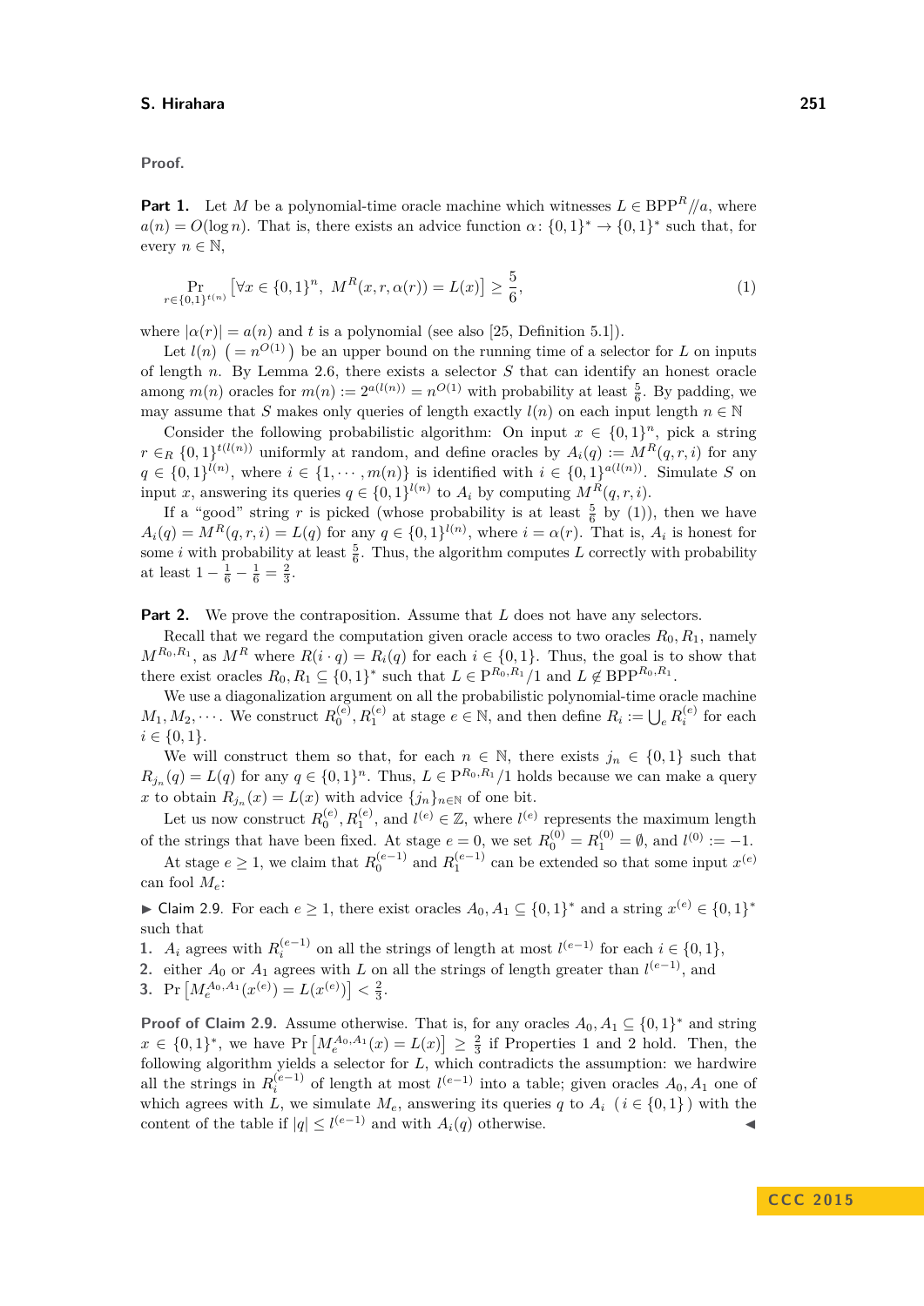**Proof.**

**Part 1.** Let $M$ be a polynomial-time oracle machine which witnesses $L \in \mathrm{BPP}^R//a$, where $a(n) = O(\log n)$. That is, there exists an advice function $\alpha\colon \{0,1\}^* \to \{0,1\}^*$ such that, for every $n \in \mathbb{N}$,

$$\Pr_{r \in \{0,1\}^{t(n)}}\left[\forall x \in \{0,1\}^n,\ M^R(x, r, \alpha(r)) = L(x)\right] \geq \frac{5}{6}, \tag{1}$$

where $|\alpha(r)| = a(n)$ and $t$ is a polynomial (see also [25, Definition 5.1]).

Let $l(n)$ $\left(= n^{O(1)}\right)$ be an upper bound on the running time of a selector for $L$ on inputs of length $n$. By Lemma 2.6, there exists a selector $S$ that can identify an honest oracle among $m(n)$ oracles for $m(n) := 2^{a(l(n))} = n^{O(1)}$ with probability at least $\frac{5}{6}$. By padding, we may assume that $S$ makes only queries of length exactly $l(n)$ on each input length $n \in \mathbb{N}$

Consider the following probabilistic algorithm: On input $x \in \{0,1\}^n$, pick a string $r \in_R \{0,1\}^{t(l(n))}$ uniformly at random, and define oracles by $A_i(q) := M^R(q, r, i)$ for any $q \in \{0,1\}^{l(n)}$, where $i \in \{1, \cdots, m(n)\}$ is identified with $i \in \{0,1\}^{a(l(n))}$. Simulate $S$ on input $x$, answering its queries $q \in \{0,1\}^{l(n)}$ to $A_i$ by computing $M^R(q, r, i)$.

If a "good" string $r$ is picked (whose probability is at least $\frac{5}{6}$ by (1)), then we have $A_i(q) = M^R(q, r, i) = L(q)$ for any $q \in \{0,1\}^{l(n)}$, where $i = \alpha(r)$. That is, $A_i$ is honest for some $i$ with probability at least $\frac{5}{6}$. Thus, the algorithm computes $L$ correctly with probability at least $1 - \frac{1}{6} - \frac{1}{6} = \frac{2}{3}$.

**Part 2.** We prove the contraposition. Assume that $L$ does not have any selectors.

Recall that we regard the computation given oracle access to two oracles $R_0, R_1$, namely $M^{R_0, R_1}$, as $M^R$ where $R(i \cdot q) = R_i(q)$ for each $i \in \{0,1\}$. Thus, the goal is to show that there exist oracles $R_0, R_1 \subseteq \{0,1\}^*$ such that $L \in \mathrm{P}^{R_0,R_1}/1$ and $L \notin \mathrm{BPP}^{R_0,R_1}$.

We use a diagonalization argument on all the probabilistic polynomial-time oracle machine $M_1, M_2, \cdots$. We construct $R_0^{(e)}, R_1^{(e)}$ at stage $e \in \mathbb{N}$, and then define $R_i := \bigcup_e R_i^{(e)}$ for each $i \in \{0,1\}$.

We will construct them so that, for each $n \in \mathbb{N}$, there exists $j_n \in \{0,1\}$ such that $R_{j_n}(q) = L(q)$ for any $q \in \{0,1\}^n$. Thus, $L \in \mathrm{P}^{R_0,R_1}/1$ holds because we can make a query $x$ to obtain $R_{j_n}(x) = L(x)$ with advice $\{j_n\}_{n \in \mathbb{N}}$ of one bit.

Let us now construct $R_0^{(e)}, R_1^{(e)}$, and $l^{(e)} \in \mathbb{Z}$, where $l^{(e)}$ represents the maximum length of the strings that have been fixed. At stage $e = 0$, we set $R_0^{(0)} = R_1^{(0)} = \emptyset$, and $l^{(0)} := -1$.

At stage $e \geq 1$, we claim that $R_0^{(e-1)}$ and $R_1^{(e-1)}$ can be extended so that some input $x^{(e)}$ can fool $M_e$:

▶ Claim 2.9. For each $e \geq 1$, there exist oracles $A_0, A_1 \subseteq \{0,1\}^*$ and a string $x^{(e)} \in \{0,1\}^*$ such that

1. $A_i$ agrees with $R_i^{(e-1)}$ on all the strings of length at most $l^{(e-1)}$ for each $i \in \{0,1\}$,
2. either $A_0$ or $A_1$ agrees with $L$ on all the strings of length greater than $l^{(e-1)}$, and
3. $\Pr\left[M_e^{A_0,A_1}(x^{(e)}) = L(x^{(e)})\right] < \frac{2}{3}$.

**Proof of Claim 2.9.** Assume otherwise. That is, for any oracles $A_0, A_1 \subseteq \{0,1\}^*$ and string $x \in \{0,1\}^*$, we have $\Pr\left[M_e^{A_0,A_1}(x) = L(x)\right] \geq \frac{2}{3}$ if Properties 1 and 2 hold. Then, the following algorithm yields a selector for $L$, which contradicts the assumption: we hardwire all the strings in $R_i^{(e-1)}$ of length at most $l^{(e-1)}$ into a table; given oracles $A_0, A_1$ one of which agrees with $L$, we simulate $M_e$, answering its queries $q$ to $A_i$ $(i \in \{0,1\})$ with the content of the table if $|q| \leq l^{(e-1)}$ and with $A_i(q)$ otherwise. ◀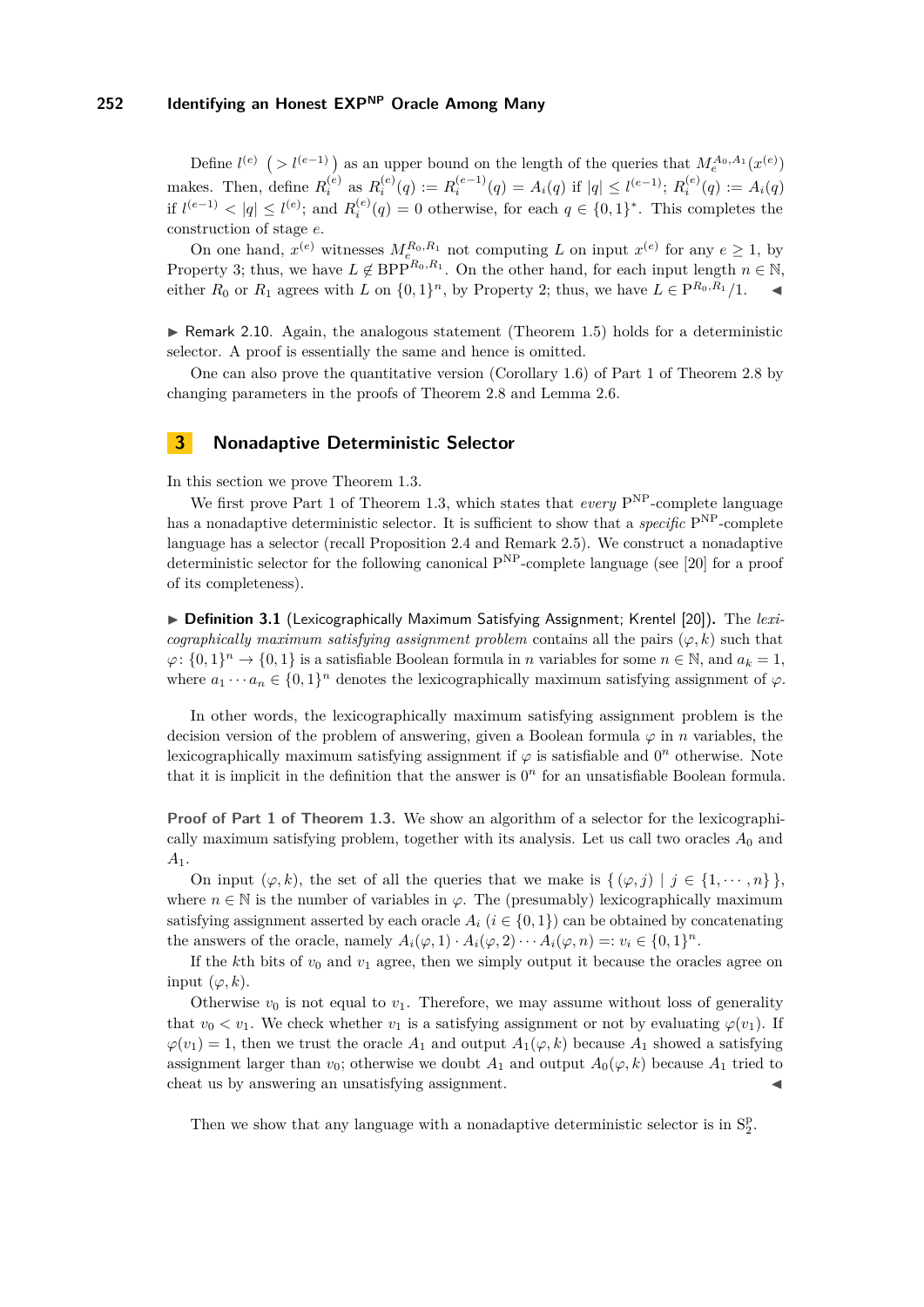Define $l^{(e)}$ $\left(> l^{(e-1)}\right)$ as an upper bound on the length of the queries that $M_e^{A_0,A_1}(x^{(e)})$ makes. Then, define $R_i^{(e)}$ as $R_i^{(e)}(q) := R_i^{(e-1)}(q) = A_i(q)$ if $|q| \le l^{(e-1)}$; $R_i^{(e)}(q) := A_i(q)$ if $l^{(e-1)} < |q| \le l^{(e)}$; and $R_i^{(e)}(q) = 0$ otherwise, for each $q \in \{0,1\}^*$. This completes the construction of stage $e$.

On one hand, $x^{(e)}$ witnesses $M_e^{R_0,R_1}$ not computing $L$ on input $x^{(e)}$ for any $e \ge 1$, by Property 3; thus, we have $L \notin \mathrm{BPP}^{R_0,R_1}$. On the other hand, for each input length $n \in \mathbb{N}$, either $R_0$ or $R_1$ agrees with $L$ on $\{0,1\}^n$, by Property 2; thus, we have $L \in \mathrm{P}^{R_0,R_1}/1$. ◀

▶ Remark 2.10. Again, the analogous statement (Theorem 1.5) holds for a deterministic selector. A proof is essentially the same and hence is omitted.

One can also prove the quantitative version (Corollary 1.6) of Part 1 of Theorem 2.8 by changing parameters in the proofs of Theorem 2.8 and Lemma 2.6.

## 3 Nonadaptive Deterministic Selector

In this section we prove Theorem 1.3.

We first prove Part 1 of Theorem 1.3, which states that *every* $\mathrm{P}^{\mathrm{NP}}$-complete language has a nonadaptive deterministic selector. It is sufficient to show that a *specific* $\mathrm{P}^{\mathrm{NP}}$-complete language has a selector (recall Proposition 2.4 and Remark 2.5). We construct a nonadaptive deterministic selector for the following canonical $\mathrm{P}^{\mathrm{NP}}$-complete language (see [20] for a proof of its completeness).

▶ **Definition 3.1** (Lexicographically Maximum Satisfying Assignment; Krentel [20]). The *lexicographically maximum satisfying assignment problem* contains all the pairs $(\varphi, k)$ such that $\varphi\colon \{0,1\}^n \to \{0,1\}$ is a satisfiable Boolean formula in $n$ variables for some $n \in \mathbb{N}$, and $a_k = 1$, where $a_1 \cdots a_n \in \{0,1\}^n$ denotes the lexicographically maximum satisfying assignment of $\varphi$.

In other words, the lexicographically maximum satisfying assignment problem is the decision version of the problem of answering, given a Boolean formula $\varphi$ in $n$ variables, the lexicographically maximum satisfying assignment if $\varphi$ is satisfiable and $0^n$ otherwise. Note that it is implicit in the definition that the answer is $0^n$ for an unsatisfiable Boolean formula.

**Proof of Part 1 of Theorem 1.3.** We show an algorithm of a selector for the lexicographically maximum satisfying problem, together with its analysis. Let us call two oracles $A_0$ and $A_1$.

On input $(\varphi, k)$, the set of all the queries that we make is $\{\, (\varphi, j) \mid j \in \{1, \cdots, n\} \,\}$, where $n \in \mathbb{N}$ is the number of variables in $\varphi$. The (presumably) lexicographically maximum satisfying assignment asserted by each oracle $A_i$ $(i \in \{0,1\})$ can be obtained by concatenating the answers of the oracle, namely $A_i(\varphi, 1) \cdot A_i(\varphi, 2) \cdots A_i(\varphi, n) =: v_i \in \{0,1\}^n$.

If the $k$th bits of $v_0$ and $v_1$ agree, then we simply output it because the oracles agree on input $(\varphi, k)$.

Otherwise $v_0$ is not equal to $v_1$. Therefore, we may assume without loss of generality that $v_0 < v_1$. We check whether $v_1$ is a satisfying assignment or not by evaluating $\varphi(v_1)$. If $\varphi(v_1) = 1$, then we trust the oracle $A_1$ and output $A_1(\varphi, k)$ because $A_1$ showed a satisfying assignment larger than $v_0$; otherwise we doubt $A_1$ and output $A_0(\varphi, k)$ because $A_1$ tried to cheat us by answering an unsatisfying assignment. ◀

Then we show that any language with a nonadaptive deterministic selector is in $\mathrm{S}_2^{\mathrm{p}}$.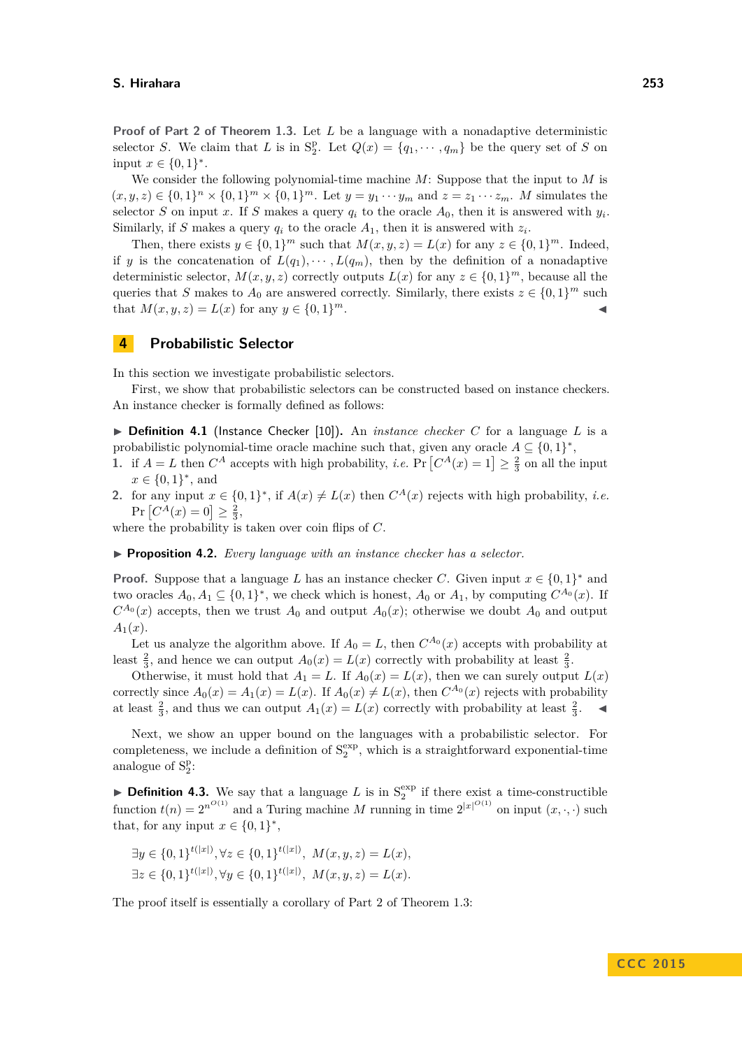**Proof of Part 2 of Theorem 1.3.** Let $L$ be a language with a nonadaptive deterministic selector $S$. We claim that $L$ is in $\mathrm{S}_2^{\mathrm{p}}$. Let $Q(x) = \{q_1, \cdots, q_m\}$ be the query set of $S$ on input $x \in \{0,1\}^*$.

We consider the following polynomial-time machine $M$: Suppose that the input to $M$ is $(x, y, z) \in \{0,1\}^n \times \{0,1\}^m \times \{0,1\}^m$. Let $y = y_1 \cdots y_m$ and $z = z_1 \cdots z_m$. $M$ simulates the selector $S$ on input $x$. If $S$ makes a query $q_i$ to the oracle $A_0$, then it is answered with $y_i$. Similarly, if $S$ makes a query $q_i$ to the oracle $A_1$, then it is answered with $z_i$.

Then, there exists $y \in \{0,1\}^m$ such that $M(x, y, z) = L(x)$ for any $z \in \{0,1\}^m$. Indeed, if $y$ is the concatenation of $L(q_1), \cdots, L(q_m)$, then by the definition of a nonadaptive deterministic selector, $M(x, y, z)$ correctly outputs $L(x)$ for any $z \in \{0,1\}^m$, because all the queries that $S$ makes to $A_0$ are answered correctly. Similarly, there exists $z \in \{0,1\}^m$ such that $M(x, y, z) = L(x)$ for any $y \in \{0,1\}^m$. ◀

## 4 Probabilistic Selector

In this section we investigate probabilistic selectors.

First, we show that probabilistic selectors can be constructed based on instance checkers. An instance checker is formally defined as follows:

▶ **Definition 4.1** (Instance Checker [10])**.** An *instance checker* $C$ for a language $L$ is a probabilistic polynomial-time oracle machine such that, given any oracle $A \subseteq \{0,1\}^*$,

1. if $A = L$ then $C^A$ accepts with high probability, *i.e.* $\Pr\left[C^A(x) = 1\right] \geq \frac{2}{3}$ on all the input $x \in \{0,1\}^*$, and
2. for any input $x \in \{0,1\}^*$, if $A(x) \neq L(x)$ then $C^A(x)$ rejects with high probability, *i.e.* $\Pr\left[C^A(x) = 0\right] \geq \frac{2}{3}$,

where the probability is taken over coin flips of $C$.

▶ **Proposition 4.2.** *Every language with an instance checker has a selector.*

**Proof.** Suppose that a language $L$ has an instance checker $C$. Given input $x \in \{0,1\}^*$ and two oracles $A_0, A_1 \subseteq \{0,1\}^*$, we check which is honest, $A_0$ or $A_1$, by computing $C^{A_0}(x)$. If $C^{A_0}(x)$ accepts, then we trust $A_0$ and output $A_0(x)$; otherwise we doubt $A_0$ and output $A_1(x)$.

Let us analyze the algorithm above. If $A_0 = L$, then $C^{A_0}(x)$ accepts with probability at least $\frac{2}{3}$, and hence we can output $A_0(x) = L(x)$ correctly with probability at least $\frac{2}{3}$.

Otherwise, it must hold that $A_1 = L$. If $A_0(x) = L(x)$, then we can surely output $L(x)$ correctly since $A_0(x) = A_1(x) = L(x)$. If $A_0(x) \neq L(x)$, then $C^{A_0}(x)$ rejects with probability at least $\frac{2}{3}$, and thus we can output $A_1(x) = L(x)$ correctly with probability at least $\frac{2}{3}$. ◀

Next, we show an upper bound on the languages with a probabilistic selector. For completeness, we include a definition of $\mathrm{S}_2^{\mathrm{exp}}$, which is a straightforward exponential-time analogue of $\mathrm{S}_2^{\mathrm{p}}$:

▶ **Definition 4.3.** We say that a language $L$ is in $\mathrm{S}_2^{\mathrm{exp}}$ if there exist a time-constructible function $t(n) = 2^{n^{O(1)}}$ and a Turing machine $M$ running in time $2^{|x|^{O(1)}}$ on input $(x, \cdot, \cdot)$ such that, for any input $x \in \{0,1\}^*$,

$$\exists y \in \{0,1\}^{t(|x|)}, \forall z \in \{0,1\}^{t(|x|)},\ M(x, y, z) = L(x),$$
$$\exists z \in \{0,1\}^{t(|x|)}, \forall y \in \{0,1\}^{t(|x|)},\ M(x, y, z) = L(x).$$

The proof itself is essentially a corollary of Part 2 of Theorem 1.3: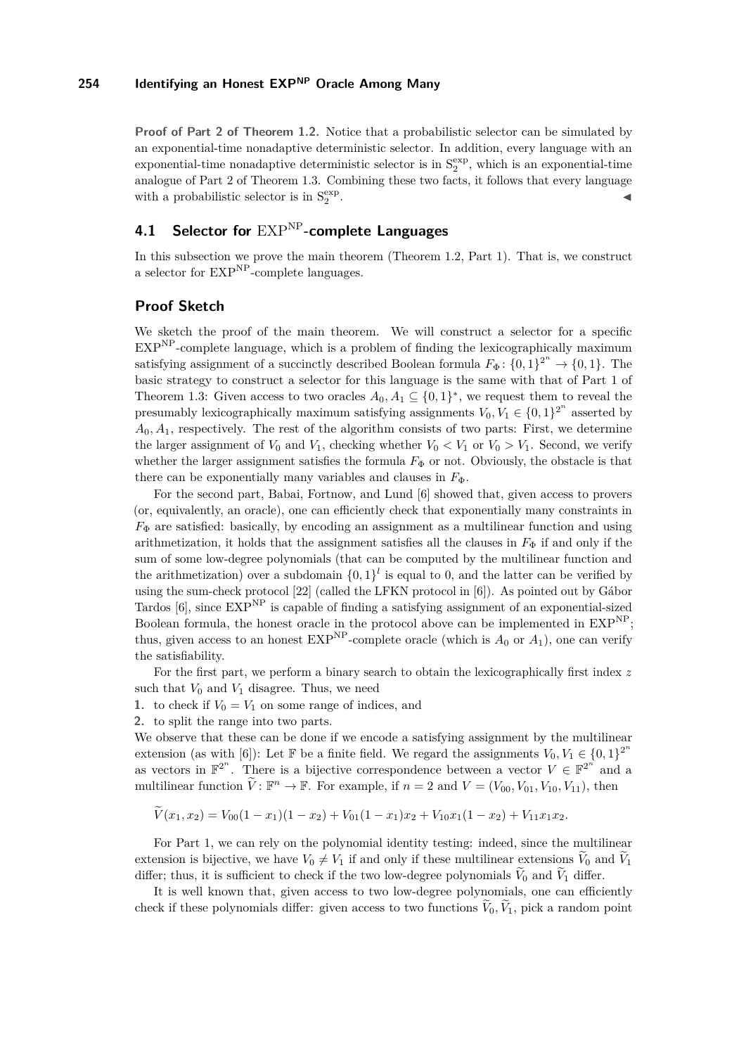**Proof of Part 2 of Theorem 1.2.** Notice that a probabilistic selector can be simulated by an exponential-time nonadaptive deterministic selector. In addition, every language with an exponential-time nonadaptive deterministic selector is in $\mathrm{S}_2^{\exp}$, which is an exponential-time analogue of Part 2 of Theorem 1.3. Combining these two facts, it follows that every language with a probabilistic selector is in $\mathrm{S}_2^{\exp}$. ◀

## 4.1 Selector for $\mathrm{EXP}^{\mathrm{NP}}$-complete Languages

In this subsection we prove the main theorem (Theorem 1.2, Part 1). That is, we construct a selector for $\mathrm{EXP}^{\mathrm{NP}}$-complete languages.

### Proof Sketch

We sketch the proof of the main theorem. We will construct a selector for a specific $\mathrm{EXP}^{\mathrm{NP}}$-complete language, which is a problem of finding the lexicographically maximum satisfying assignment of a succinctly described Boolean formula $F_\Phi \colon \{0,1\}^{2^n} \to \{0,1\}$. The basic strategy to construct a selector for this language is the same with that of Part 1 of Theorem 1.3: Given access to two oracles $A_0, A_1 \subseteq \{0,1\}^*$, we request them to reveal the presumably lexicographically maximum satisfying assignments $V_0, V_1 \in \{0,1\}^{2^n}$ asserted by $A_0, A_1$, respectively. The rest of the algorithm consists of two parts: First, we determine the larger assignment of $V_0$ and $V_1$, checking whether $V_0 < V_1$ or $V_0 > V_1$. Second, we verify whether the larger assignment satisfies the formula $F_\Phi$ or not. Obviously, the obstacle is that there can be exponentially many variables and clauses in $F_\Phi$.

For the second part, Babai, Fortnow, and Lund [6] showed that, given access to provers (or, equivalently, an oracle), one can efficiently check that exponentially many constraints in $F_\Phi$ are satisfied: basically, by encoding an assignment as a multilinear function and using arithmetization, it holds that the assignment satisfies all the clauses in $F_\Phi$ if and only if the sum of some low-degree polynomials (that can be computed by the multilinear function and the arithmetization) over a subdomain $\{0,1\}^l$ is equal to 0, and the latter can be verified by using the sum-check protocol [22] (called the LFKN protocol in [6]). As pointed out by Gábor Tardos [6], since $\mathrm{EXP}^{\mathrm{NP}}$ is capable of finding a satisfying assignment of an exponential-sized Boolean formula, the honest oracle in the protocol above can be implemented in $\mathrm{EXP}^{\mathrm{NP}}$; thus, given access to an honest $\mathrm{EXP}^{\mathrm{NP}}$-complete oracle (which is $A_0$ or $A_1$), one can verify the satisfiability.

For the first part, we perform a binary search to obtain the lexicographically first index $z$ such that $V_0$ and $V_1$ disagree. Thus, we need

1. to check if $V_0 = V_1$ on some range of indices, and
2. to split the range into two parts.

We observe that these can be done if we encode a satisfying assignment by the multilinear extension (as with [6]): Let $\mathbb{F}$ be a finite field. We regard the assignments $V_0, V_1 \in \{0,1\}^{2^n}$ as vectors in $\mathbb{F}^{2^n}$. There is a bijective correspondence between a vector $V \in \mathbb{F}^{2^n}$ and a multilinear function $\widetilde{V} \colon \mathbb{F}^n \to \mathbb{F}$. For example, if $n = 2$ and $V = (V_{00}, V_{01}, V_{10}, V_{11})$, then

$$\widetilde{V}(x_1, x_2) = V_{00}(1-x_1)(1-x_2) + V_{01}(1-x_1)x_2 + V_{10}x_1(1-x_2) + V_{11}x_1x_2.$$

For Part 1, we can rely on the polynomial identity testing: indeed, since the multilinear extension is bijective, we have $V_0 \neq V_1$ if and only if these multilinear extensions $\widetilde{V}_0$ and $\widetilde{V}_1$ differ; thus, it is sufficient to check if the two low-degree polynomials $\widetilde{V}_0$ and $\widetilde{V}_1$ differ.

It is well known that, given access to two low-degree polynomials, one can efficiently check if these polynomials differ: given access to two functions $\widetilde{V}_0, \widetilde{V}_1$, pick a random point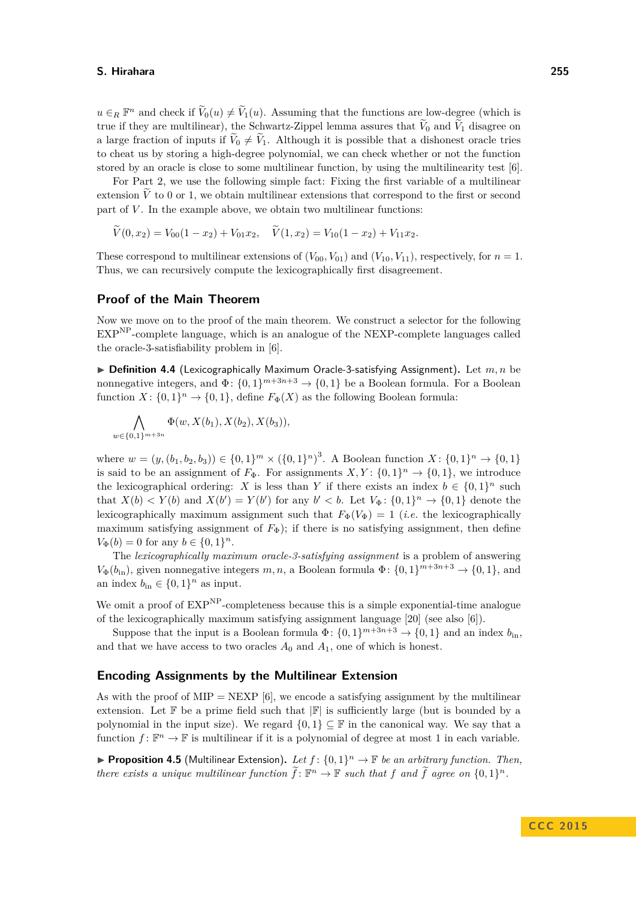$u \in_R \mathbb{F}^n$ and check if $\widetilde{V}_0(u) \neq \widetilde{V}_1(u)$. Assuming that the functions are low-degree (which is true if they are multilinear), the Schwartz-Zippel lemma assures that $\widetilde{V}_0$ and $\widetilde{V}_1$ disagree on a large fraction of inputs if $\widetilde{V}_0 \neq \widetilde{V}_1$. Although it is possible that a dishonest oracle tries to cheat us by storing a high-degree polynomial, we can check whether or not the function stored by an oracle is close to some multilinear function, by using the multilinearity test [6].

For Part 2, we use the following simple fact: Fixing the first variable of a multilinear extension $\widetilde{V}$ to 0 or 1, we obtain multilinear extensions that correspond to the first or second part of $V$. In the example above, we obtain two multilinear functions:

$$\widetilde{V}(0, x_2) = V_{00}(1 - x_2) + V_{01}x_2, \quad \widetilde{V}(1, x_2) = V_{10}(1 - x_2) + V_{11}x_2.$$

These correspond to multilinear extensions of $(V_{00}, V_{01})$ and $(V_{10}, V_{11})$, respectively, for $n = 1$. Thus, we can recursively compute the lexicographically first disagreement.

## Proof of the Main Theorem

Now we move on to the proof of the main theorem. We construct a selector for the following $\mathrm{EXP}^{\mathrm{NP}}$-complete language, which is an analogue of the NEXP-complete languages called the oracle-3-satisfiability problem in [6].

▶ **Definition 4.4** (Lexicographically Maximum Oracle-3-satisfying Assignment)**.** Let $m, n$ be nonnegative integers, and $\Phi\colon \{0,1\}^{m+3n+3} \to \{0,1\}$ be a Boolean formula. For a Boolean function $X\colon \{0,1\}^n \to \{0,1\}$, define $F_\Phi(X)$ as the following Boolean formula:

$$\bigwedge_{w \in \{0,1\}^{m+3n}} \Phi(w, X(b_1), X(b_2), X(b_3)),$$

where $w = (y, (b_1, b_2, b_3)) \in \{0,1\}^m \times (\{0,1\}^n)^3$. A Boolean function $X\colon \{0,1\}^n \to \{0,1\}$ is said to be an assignment of $F_\Phi$. For assignments $X, Y\colon \{0,1\}^n \to \{0,1\}$, we introduce the lexicographical ordering: $X$ is less than $Y$ if there exists an index $b \in \{0,1\}^n$ such that $X(b) < Y(b)$ and $X(b') = Y(b')$ for any $b' < b$. Let $V_\Phi\colon \{0,1\}^n \to \{0,1\}$ denote the lexicographically maximum assignment such that $F_\Phi(V_\Phi) = 1$ (*i.e.* the lexicographically maximum satisfying assignment of $F_\Phi$); if there is no satisfying assignment, then define $V_\Phi(b) = 0$ for any $b \in \{0,1\}^n$.

The *lexicographically maximum oracle-3-satisfying assignment* is a problem of answering $V_\Phi(b_{\mathrm{in}})$, given nonnegative integers $m, n$, a Boolean formula $\Phi\colon \{0,1\}^{m+3n+3} \to \{0,1\}$, and an index $b_{\mathrm{in}} \in \{0,1\}^n$ as input.

We omit a proof of $\mathrm{EXP}^{\mathrm{NP}}$-completeness because this is a simple exponential-time analogue of the lexicographically maximum satisfying assignment language [20] (see also [6]).

Suppose that the input is a Boolean formula $\Phi\colon \{0,1\}^{m+3n+3} \to \{0,1\}$ and an index $b_{\mathrm{in}}$, and that we have access to two oracles $A_0$ and $A_1$, one of which is honest.

## Encoding Assignments by the Multilinear Extension

As with the proof of MIP = NEXP [6], we encode a satisfying assignment by the multilinear extension. Let $\mathbb{F}$ be a prime field such that $|\mathbb{F}|$ is sufficiently large (but is bounded by a polynomial in the input size). We regard $\{0,1\} \subseteq \mathbb{F}$ in the canonical way. We say that a function $f\colon \mathbb{F}^n \to \mathbb{F}$ is multilinear if it is a polynomial of degree at most 1 in each variable.

▶ **Proposition 4.5** (Multilinear Extension)**.** *Let $f\colon \{0,1\}^n \to \mathbb{F}$ be an arbitrary function. Then, there exists a unique multilinear function $\widetilde{f}\colon \mathbb{F}^n \to \mathbb{F}$ such that $f$ and $\widetilde{f}$ agree on $\{0,1\}^n$.*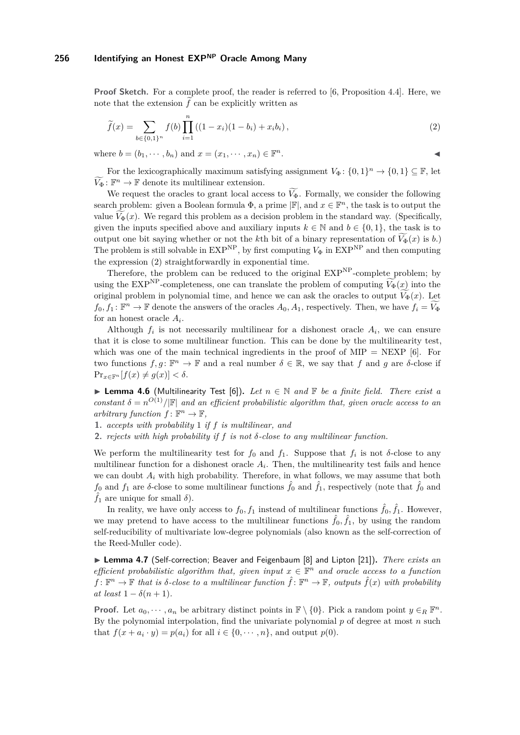**Proof Sketch.** For a complete proof, the reader is referred to [6, Proposition 4.4]. Here, we note that the extension $\widetilde{f}$ can be explicitly written as

$$\widetilde{f}(x) = \sum_{b \in \{0,1\}^n} f(b) \prod_{i=1}^{n} \left((1-x_i)(1-b_i) + x_i b_i\right), \tag{2}$$

where $b = (b_1, \cdots, b_n)$ and $x = (x_1, \cdots, x_n) \in \mathbb{F}^n$. ◀

For the lexicographically maximum satisfying assignment $V_\Phi : \{0,1\}^n \to \{0,1\} \subseteq \mathbb{F}$, let $\widetilde{V_\Phi} : \mathbb{F}^n \to \mathbb{F}$ denote its multilinear extension.

We request the oracles to grant local access to $\widetilde{V_\Phi}$. Formally, we consider the following search problem: given a Boolean formula $\Phi$, a prime $|\mathbb{F}|$, and $x \in \mathbb{F}^n$, the task is to output the value $\widetilde{V_\Phi}(x)$. We regard this problem as a decision problem in the standard way. (Specifically, given the inputs specified above and auxiliary inputs $k \in \mathbb{N}$ and $b \in \{0,1\}$, the task is to output one bit saying whether or not the $k$th bit of a binary representation of $\widetilde{V_\Phi}(x)$ is $b$.) The problem is still solvable in $\mathrm{EXP}^{\mathrm{NP}}$, by first computing $V_\Phi$ in $\mathrm{EXP}^{\mathrm{NP}}$ and then computing the expression (2) straightforwardly in exponential time.

Therefore, the problem can be reduced to the original $\mathrm{EXP}^{\mathrm{NP}}$-complete problem; by using the $\mathrm{EXP}^{\mathrm{NP}}$-completeness, one can translate the problem of computing $\widetilde{V_\Phi}(x)$ into the original problem in polynomial time, and hence we can ask the oracles to output $\widetilde{V_\Phi}(x)$. Let $f_0, f_1 : \mathbb{F}^n \to \mathbb{F}$ denote the answers of the oracles $A_0, A_1$, respectively. Then, we have $f_i = \widetilde{V_\Phi}$ for an honest oracle $A_i$.

Although $f_i$ is not necessarily multilinear for a dishonest oracle $A_i$, we can ensure that it is close to some multilinear function. This can be done by the multilinearity test, which was one of the main technical ingredients in the proof of MIP = NEXP [6]. For two functions $f, g : \mathbb{F}^n \to \mathbb{F}$ and a real number $\delta \in \mathbb{R}$, we say that $f$ and $g$ are $\delta$-close if $\Pr_{x \in \mathbb{F}^n}[f(x) \neq g(x)] < \delta$.

▶ **Lemma 4.6** (Multilinearity Test [6]). *Let $n \in \mathbb{N}$ and $\mathbb{F}$ be a finite field. There exist a constant $\delta = n^{O(1)}/|\mathbb{F}|$ and an efficient probabilistic algorithm that, given oracle access to an arbitrary function $f : \mathbb{F}^n \to \mathbb{F}$,*

1. *accepts with probability 1 if $f$ is multilinear, and*
2. *rejects with high probability if $f$ is not $\delta$-close to any multilinear function.*

We perform the multilinearity test for $f_0$ and $f_1$. Suppose that $f_i$ is not $\delta$-close to any multilinear function for a dishonest oracle $A_i$. Then, the multilinearity test fails and hence we can doubt $A_i$ with high probability. Therefore, in what follows, we may assume that both $f_0$ and $f_1$ are $\delta$-close to some multilinear functions $\hat{f}_0$ and $\hat{f}_1$, respectively (note that $\hat{f}_0$ and $\hat{f}_1$ are unique for small $\delta$).

In reality, we have only access to $f_0, f_1$ instead of multilinear functions $\hat{f}_0, \hat{f}_1$. However, we may pretend to have access to the multilinear functions $\hat{f}_0, \hat{f}_1$, by using the random self-reducibility of multivariate low-degree polynomials (also known as the self-correction of the Reed-Muller code).

▶ **Lemma 4.7** (Self-correction; Beaver and Feigenbaum [8] and Lipton [21]). *There exists an efficient probabilistic algorithm that, given input $x \in \mathbb{F}^n$ and oracle access to a function $f : \mathbb{F}^n \to \mathbb{F}$ that is $\delta$-close to a multilinear function $\hat{f} : \mathbb{F}^n \to \mathbb{F}$, outputs $\hat{f}(x)$ with probability at least $1 - \delta(n+1)$.*

**Proof.** Let $a_0, \cdots, a_n$ be arbitrary distinct points in $\mathbb{F} \setminus \{0\}$. Pick a random point $y \in_R \mathbb{F}^n$. By the polynomial interpolation, find the univariate polynomial $p$ of degree at most $n$ such that $f(x + a_i \cdot y) = p(a_i)$ for all $i \in \{0, \cdots, n\}$, and output $p(0)$.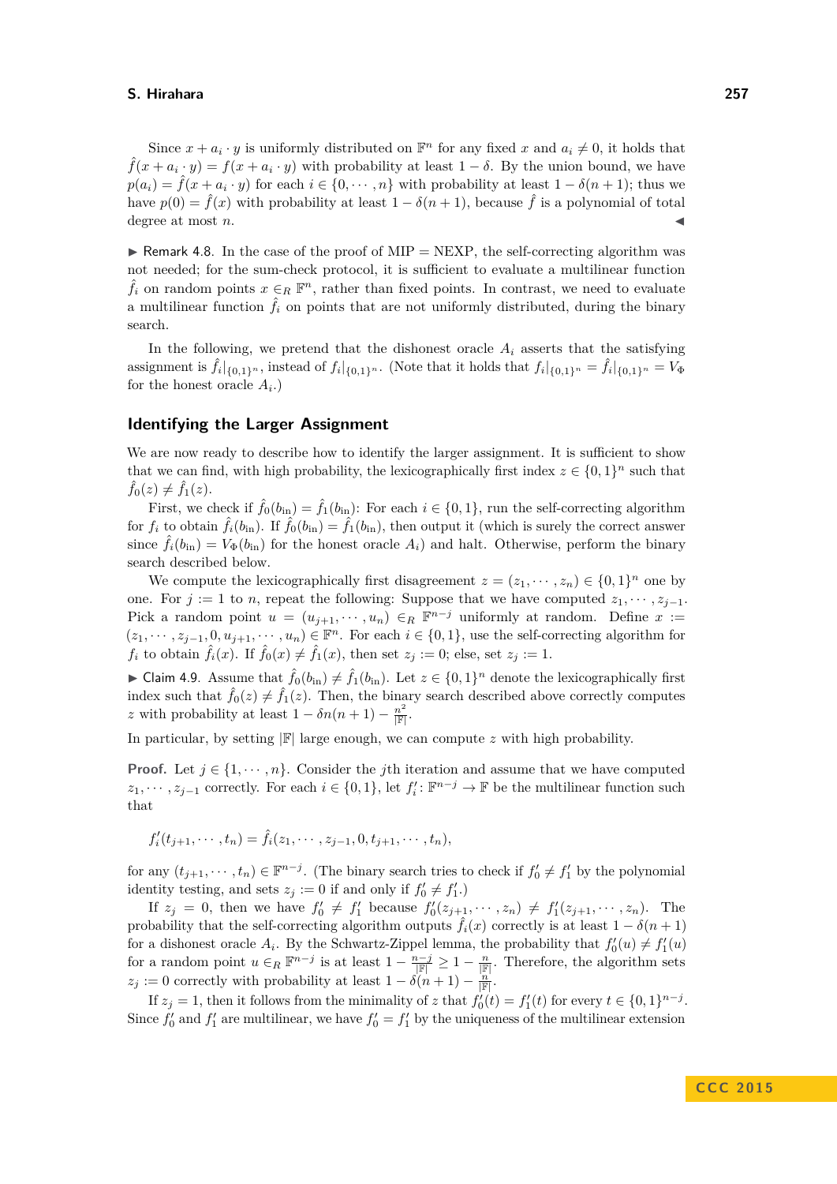Since $x + a_i \cdot y$ is uniformly distributed on $\mathbb{F}^n$ for any fixed $x$ and $a_i \neq 0$, it holds that $\hat{f}(x + a_i \cdot y) = f(x + a_i \cdot y)$ with probability at least $1 - \delta$. By the union bound, we have $p(a_i) = \hat{f}(x + a_i \cdot y)$ for each $i \in \{0, \cdots, n\}$ with probability at least $1 - \delta(n+1)$; thus we have $p(0) = \hat{f}(x)$ with probability at least $1 - \delta(n+1)$, because $\hat{f}$ is a polynomial of total degree at most $n$. ◀

▶ Remark 4.8. In the case of the proof of MIP = NEXP, the self-correcting algorithm was not needed; for the sum-check protocol, it is sufficient to evaluate a multilinear function $\hat{f}_i$ on random points $x \in_R \mathbb{F}^n$, rather than fixed points. In contrast, we need to evaluate a multilinear function $\hat{f}_i$ on points that are not uniformly distributed, during the binary search.

In the following, we pretend that the dishonest oracle $A_i$ asserts that the satisfying assignment is $\hat{f}_i|_{\{0,1\}^n}$, instead of $f_i|_{\{0,1\}^n}$. (Note that it holds that $f_i|_{\{0,1\}^n} = \hat{f}_i|_{\{0,1\}^n} = V_\Phi$ for the honest oracle $A_i$.)

## Identifying the Larger Assignment

We are now ready to describe how to identify the larger assignment. It is sufficient to show that we can find, with high probability, the lexicographically first index $z \in \{0,1\}^n$ such that $\hat{f}_0(z) \neq \hat{f}_1(z)$.

First, we check if $\hat{f}_0(b_{\text{in}}) = \hat{f}_1(b_{\text{in}})$: For each $i \in \{0,1\}$, run the self-correcting algorithm for $f_i$ to obtain $\hat{f}_i(b_{\text{in}})$. If $\hat{f}_0(b_{\text{in}}) = \hat{f}_1(b_{\text{in}})$, then output it (which is surely the correct answer since $\hat{f}_i(b_{\text{in}}) = V_\Phi(b_{\text{in}})$ for the honest oracle $A_i$) and halt. Otherwise, perform the binary search described below.

We compute the lexicographically first disagreement $z = (z_1, \cdots, z_n) \in \{0,1\}^n$ one by one. For $j := 1$ to $n$, repeat the following: Suppose that we have computed $z_1, \cdots, z_{j-1}$. Pick a random point $u = (u_{j+1}, \cdots, u_n) \in_R \mathbb{F}^{n-j}$ uniformly at random. Define $x := (z_1, \cdots, z_{j-1}, 0, u_{j+1}, \cdots, u_n) \in \mathbb{F}^n$. For each $i \in \{0,1\}$, use the self-correcting algorithm for $f_i$ to obtain $\hat{f}_i(x)$. If $\hat{f}_0(x) \neq \hat{f}_1(x)$, then set $z_j := 0$; else, set $z_j := 1$.

▶ Claim 4.9. Assume that $\hat{f}_0(b_{\text{in}}) \neq \hat{f}_1(b_{\text{in}})$. Let $z \in \{0,1\}^n$ denote the lexicographically first index such that $\hat{f}_0(z) \neq \hat{f}_1(z)$. Then, the binary search described above correctly computes $z$ with probability at least $1 - \delta n(n+1) - \frac{n^2}{|\mathbb{F}|}$.

In particular, by setting $|\mathbb{F}|$ large enough, we can compute $z$ with high probability.

**Proof.** Let $j \in \{1, \cdots, n\}$. Consider the $j$th iteration and assume that we have computed $z_1, \cdots, z_{j-1}$ correctly. For each $i \in \{0,1\}$, let $f_i' \colon \mathbb{F}^{n-j} \to \mathbb{F}$ be the multilinear function such that

$$f_i'(t_{j+1}, \cdots, t_n) = \hat{f}_i(z_1, \cdots, z_{j-1}, 0, t_{j+1}, \cdots, t_n),$$

for any $(t_{j+1}, \cdots, t_n) \in \mathbb{F}^{n-j}$. (The binary search tries to check if $f_0' \neq f_1'$ by the polynomial identity testing, and sets $z_j := 0$ if and only if $f_0' \neq f_1'$.)

If $z_j = 0$, then we have $f_0' \neq f_1'$ because $f_0'(z_{j+1}, \cdots, z_n) \neq f_1'(z_{j+1}, \cdots, z_n)$. The probability that the self-correcting algorithm outputs $\hat{f}_i(x)$ correctly is at least $1 - \delta(n+1)$ for a dishonest oracle $A_i$. By the Schwartz-Zippel lemma, the probability that $f_0'(u) \neq f_1'(u)$ for a random point $u \in_R \mathbb{F}^{n-j}$ is at least $1 - \frac{n-j}{|\mathbb{F}|} \geq 1 - \frac{n}{|\mathbb{F}|}$. Therefore, the algorithm sets $z_j := 0$ correctly with probability at least $1 - \delta(n+1) - \frac{n}{|\mathbb{F}|}$.

If $z_j = 1$, then it follows from the minimality of $z$ that $f_0'(t) = f_1'(t)$ for every $t \in \{0,1\}^{n-j}$. Since $f_0'$ and $f_1'$ are multilinear, we have $f_0' = f_1'$ by the uniqueness of the multilinear extension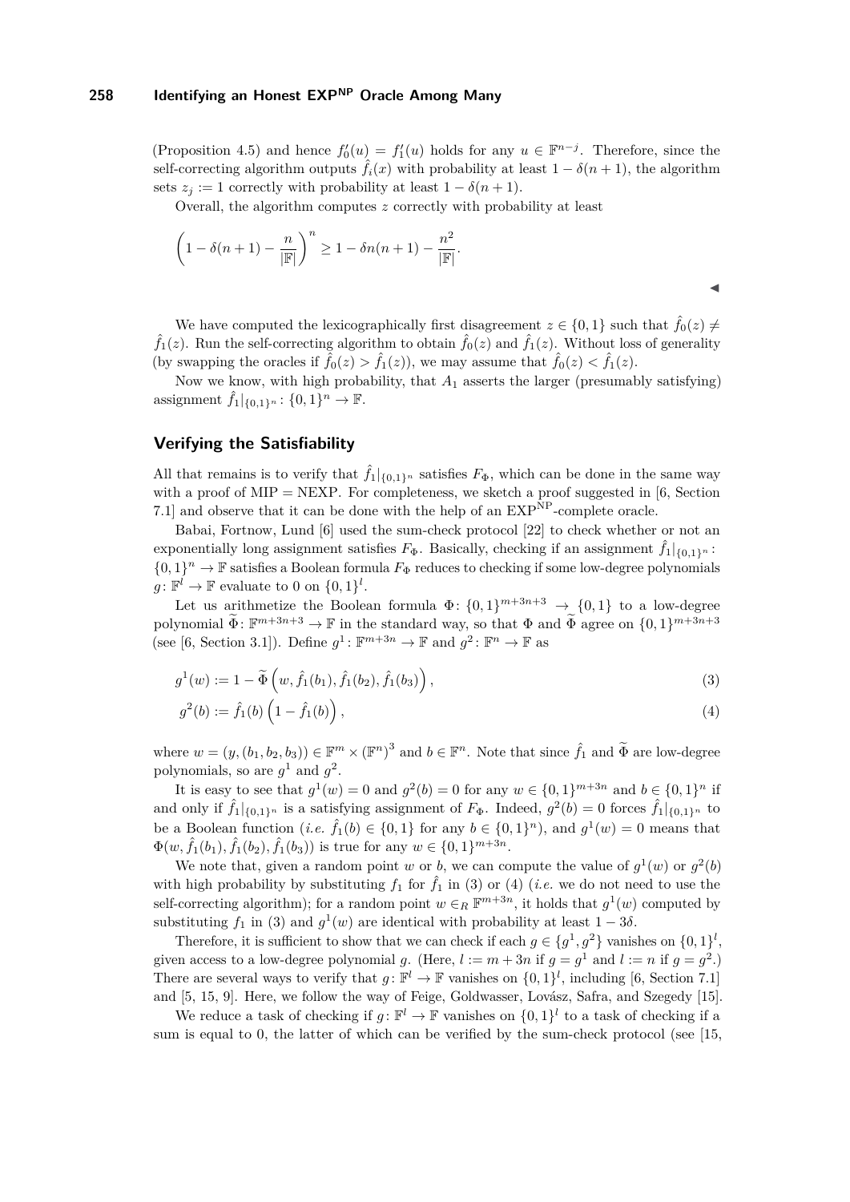(Proposition 4.5) and hence $f_0'(u) = f_1'(u)$ holds for any $u \in \mathbb{F}^{n-j}$. Therefore, since the self-correcting algorithm outputs $\hat{f}_i(x)$ with probability at least $1 - \delta(n+1)$, the algorithm sets $z_j := 1$ correctly with probability at least $1 - \delta(n+1)$.

Overall, the algorithm computes $z$ correctly with probability at least

$$\left(1 - \delta(n+1) - \frac{n}{|\mathbb{F}|}\right)^n \geq 1 - \delta n(n+1) - \frac{n^2}{|\mathbb{F}|}.$$

◂

We have computed the lexicographically first disagreement $z \in \{0,1\}$ such that $\hat{f}_0(z) \neq \hat{f}_1(z)$. Run the self-correcting algorithm to obtain $\hat{f}_0(z)$ and $\hat{f}_1(z)$. Without loss of generality (by swapping the oracles if $\hat{f}_0(z) > \hat{f}_1(z)$), we may assume that $\hat{f}_0(z) < \hat{f}_1(z)$.

Now we know, with high probability, that $A_1$ asserts the larger (presumably satisfying) assignment $\hat{f}_1|_{\{0,1\}^n} : \{0,1\}^n \to \mathbb{F}$.

## Verifying the Satisfiability

All that remains is to verify that $\hat{f}_1|_{\{0,1\}^n}$ satisfies $F_\Phi$, which can be done in the same way with a proof of MIP = NEXP. For completeness, we sketch a proof suggested in [6, Section 7.1] and observe that it can be done with the help of an $\mathrm{EXP}^{\mathrm{NP}}$-complete oracle.

Babai, Fortnow, Lund [6] used the sum-check protocol [22] to check whether or not an exponentially long assignment satisfies $F_\Phi$. Basically, checking if an assignment $\hat{f}_1|_{\{0,1\}^n} : \{0,1\}^n \to \mathbb{F}$ satisfies a Boolean formula $F_\Phi$ reduces to checking if some low-degree polynomials $g : \mathbb{F}^l \to \mathbb{F}$ evaluate to 0 on $\{0,1\}^l$.

Let us arithmetize the Boolean formula $\Phi : \{0,1\}^{m+3n+3} \to \{0,1\}$ to a low-degree polynomial $\widetilde{\Phi} : \mathbb{F}^{m+3n+3} \to \mathbb{F}$ in the standard way, so that $\Phi$ and $\widetilde{\Phi}$ agree on $\{0,1\}^{m+3n+3}$ (see [6, Section 3.1]). Define $g^1 : \mathbb{F}^{m+3n} \to \mathbb{F}$ and $g^2 : \mathbb{F}^n \to \mathbb{F}$ as

$$g^1(w) := 1 - \widetilde{\Phi}\left(w, \hat{f}_1(b_1), \hat{f}_1(b_2), \hat{f}_1(b_3)\right), \tag{3}$$

$$g^2(b) := \hat{f}_1(b)\left(1 - \hat{f}_1(b)\right), \tag{4}$$

where $w = (y, (b_1, b_2, b_3)) \in \mathbb{F}^m \times (\mathbb{F}^n)^3$ and $b \in \mathbb{F}^n$. Note that since $\hat{f}_1$ and $\widetilde{\Phi}$ are low-degree polynomials, so are $g^1$ and $g^2$.

It is easy to see that $g^1(w) = 0$ and $g^2(b) = 0$ for any $w \in \{0,1\}^{m+3n}$ and $b \in \{0,1\}^n$ if and only if $\hat{f}_1|_{\{0,1\}^n}$ is a satisfying assignment of $F_\Phi$. Indeed, $g^2(b) = 0$ forces $\hat{f}_1|_{\{0,1\}^n}$ to be a Boolean function (*i.e.* $\hat{f}_1(b) \in \{0,1\}$ for any $b \in \{0,1\}^n$), and $g^1(w) = 0$ means that $\Phi(w, \hat{f}_1(b_1), \hat{f}_1(b_2), \hat{f}_1(b_3))$ is true for any $w \in \{0,1\}^{m+3n}$.

We note that, given a random point $w$ or $b$, we can compute the value of $g^1(w)$ or $g^2(b)$ with high probability by substituting $f_1$ for $\hat{f}_1$ in (3) or (4) (*i.e.* we do not need to use the self-correcting algorithm); for a random point $w \in_R \mathbb{F}^{m+3n}$, it holds that $g^1(w)$ computed by substituting $f_1$ in (3) and $g^1(w)$ are identical with probability at least $1 - 3\delta$.

Therefore, it is sufficient to show that we can check if each $g \in \{g^1, g^2\}$ vanishes on $\{0,1\}^l$, given access to a low-degree polynomial $g$. (Here, $l := m + 3n$ if $g = g^1$ and $l := n$ if $g = g^2$.) There are several ways to verify that $g : \mathbb{F}^l \to \mathbb{F}$ vanishes on $\{0,1\}^l$, including [6, Section 7.1] and [5, 15, 9]. Here, we follow the way of Feige, Goldwasser, Lovász, Safra, and Szegedy [15].

We reduce a task of checking if $g : \mathbb{F}^l \to \mathbb{F}$ vanishes on $\{0,1\}^l$ to a task of checking if a sum is equal to 0, the latter of which can be verified by the sum-check protocol (see [15,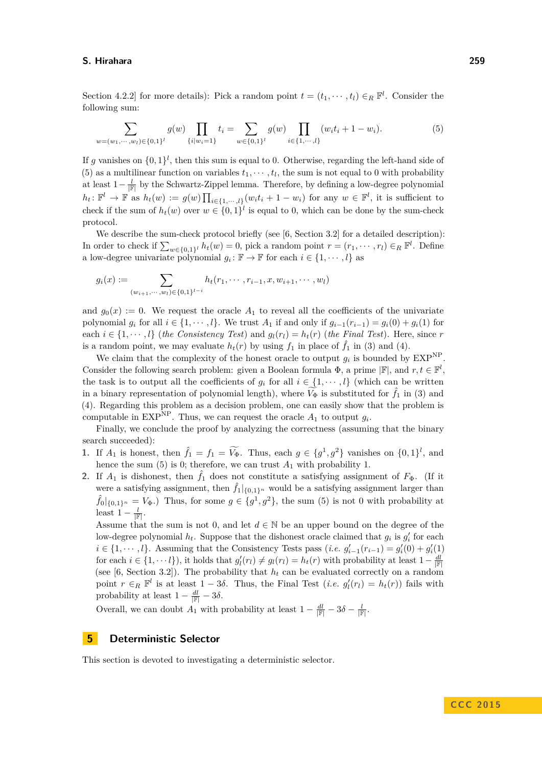Section 4.2.2] for more details): Pick a random point $t = (t_1, \cdots, t_l) \in_R \mathbb{F}^l$. Consider the following sum:

$$\sum_{w=(w_1,\cdots,w_l)\in\{0,1\}^l} g(w) \prod_{\{i \mid w_i=1\}} t_i = \sum_{w\in\{0,1\}^l} g(w) \prod_{i\in\{1,\cdots,l\}} (w_i t_i + 1 - w_i). \tag{5}$$

If $g$ vanishes on $\{0,1\}^l$, then this sum is equal to 0. Otherwise, regarding the left-hand side of (5) as a multilinear function on variables $t_1, \cdots, t_l$, the sum is not equal to 0 with probability at least $1 - \frac{l}{|\mathbb{F}|}$ by the Schwartz-Zippel lemma. Therefore, by defining a low-degree polynomial $h_t \colon \mathbb{F}^l \to \mathbb{F}$ as $h_t(w) := g(w) \prod_{i\in\{1,\cdots,l\}} (w_i t_i + 1 - w_i)$ for any $w \in \mathbb{F}^l$, it is sufficient to check if the sum of $h_t(w)$ over $w \in \{0,1\}^l$ is equal to 0, which can be done by the sum-check protocol.

We describe the sum-check protocol briefly (see [6, Section 3.2] for a detailed description): In order to check if $\sum_{w\in\{0,1\}^l} h_t(w) = 0$, pick a random point $r = (r_1, \cdots, r_l) \in_R \mathbb{F}^l$. Define a low-degree univariate polynomial $g_i \colon \mathbb{F} \to \mathbb{F}$ for each $i \in \{1, \cdots, l\}$ as

$$g_i(x) := \sum_{(w_{i+1},\cdots,w_l)\in\{0,1\}^{l-i}} h_t(r_1, \cdots, r_{i-1}, x, w_{i+1}, \cdots, w_l)$$

and $g_0(x) := 0$. We request the oracle $A_1$ to reveal all the coefficients of the univariate polynomial $g_i$ for all $i \in \{1, \cdots, l\}$. We trust $A_1$ if and only if $g_{i-1}(r_{i-1}) = g_i(0) + g_i(1)$ for each $i \in \{1, \cdots, l\}$ (*the Consistency Test*) and $g_l(r_l) = h_t(r)$ (*the Final Test*). Here, since $r$ is a random point, we may evaluate $h_t(r)$ by using $f_1$ in place of $\hat{f}_1$ in (3) and (4).

We claim that the complexity of the honest oracle to output $g_i$ is bounded by $\mathrm{EXP}^{\mathrm{NP}}$. Consider the following search problem: given a Boolean formula $\Phi$, a prime $|\mathbb{F}|$, and $r, t \in \mathbb{F}^l$, the task is to output all the coefficients of $g_i$ for all $i \in \{1, \cdots, l\}$ (which can be written in a binary representation of polynomial length), where $\widetilde{V_\Phi}$ is substituted for $\hat{f}_1$ in (3) and (4). Regarding this problem as a decision problem, one can easily show that the problem is computable in $\mathrm{EXP}^{\mathrm{NP}}$. Thus, we can request the oracle $A_1$ to output $g_i$.

Finally, we conclude the proof by analyzing the correctness (assuming that the binary search succeeded):

1. If $A_1$ is honest, then $\hat{f}_1 = f_1 = \widetilde{V_\Phi}$. Thus, each $g \in \{g^1, g^2\}$ vanishes on $\{0,1\}^l$, and hence the sum (5) is 0; therefore, we can trust $A_1$ with probability 1.
2. If $A_1$ is dishonest, then $\hat{f}_1$ does not constitute a satisfying assignment of $F_\Phi$. (If it were a satisfying assignment, then $\hat{f}_1|_{\{0,1\}^n}$ would be a satisfying assignment larger than $\hat{f}_0|_{\{0,1\}^n} = V_\Phi$.) Thus, for some $g \in \{g^1, g^2\}$, the sum (5) is not 0 with probability at least $1 - \frac{l}{|\mathbb{F}|}$.

   Assume that the sum is not 0, and let $d \in \mathbb{N}$ be an upper bound on the degree of the low-degree polynomial $h_t$. Suppose that the dishonest oracle claimed that $g_i$ is $g'_i$ for each $i \in \{1, \cdots, l\}$. Assuming that the Consistency Tests pass (*i.e.* $g'_{i-1}(r_{i-1}) = g'_i(0) + g'_i(1)$ for each $i \in \{1, \cdots l\}$), it holds that $g'_l(r_l) \neq g_l(r_l) = h_t(r)$ with probability at least $1 - \frac{dl}{|\mathbb{F}|}$ (see [6, Section 3.2]). The probability that $h_t$ can be evaluated correctly on a random point $r \in_R \mathbb{F}^l$ is at least $1 - 3\delta$. Thus, the Final Test (*i.e.* $g'_l(r_l) = h_t(r)$) fails with probability at least $1 - \frac{dl}{|\mathbb{F}|} - 3\delta$.

   Overall, we can doubt $A_1$ with probability at least $1 - \frac{dl}{|\mathbb{F}|} - 3\delta - \frac{l}{|\mathbb{F}|}$.

## 5 Deterministic Selector

This section is devoted to investigating a deterministic selector.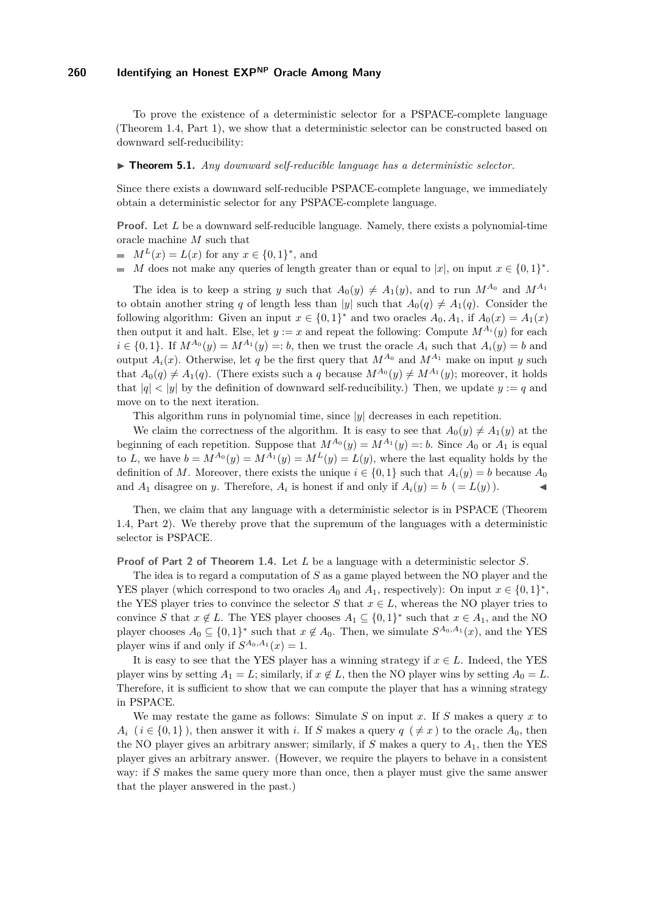To prove the existence of a deterministic selector for a PSPACE-complete language (Theorem 1.4, Part 1), we show that a deterministic selector can be constructed based on downward self-reducibility:

▶ **Theorem 5.1.** *Any downward self-reducible language has a deterministic selector.*

Since there exists a downward self-reducible PSPACE-complete language, we immediately obtain a deterministic selector for any PSPACE-complete language.

**Proof.** Let $L$ be a downward self-reducible language. Namely, there exists a polynomial-time oracle machine $M$ such that

- $M^L(x) = L(x)$ for any $x \in \{0,1\}^*$, and
- $M$ does not make any queries of length greater than or equal to $|x|$, on input $x \in \{0,1\}^*$.

The idea is to keep a string $y$ such that $A_0(y) \neq A_1(y)$, and to run $M^{A_0}$ and $M^{A_1}$ to obtain another string $q$ of length less than $|y|$ such that $A_0(q) \neq A_1(q)$. Consider the following algorithm: Given an input $x \in \{0,1\}^*$ and two oracles $A_0, A_1$, if $A_0(x) = A_1(x)$ then output it and halt. Else, let $y := x$ and repeat the following: Compute $M^{A_i}(y)$ for each $i \in \{0,1\}$. If $M^{A_0}(y) = M^{A_1}(y) =: b$, then we trust the oracle $A_i$ such that $A_i(y) = b$ and output $A_i(x)$. Otherwise, let $q$ be the first query that $M^{A_0}$ and $M^{A_1}$ make on input $y$ such that $A_0(q) \neq A_1(q)$. (There exists such a $q$ because $M^{A_0}(y) \neq M^{A_1}(y)$; moreover, it holds that $|q| < |y|$ by the definition of downward self-reducibility.) Then, we update $y := q$ and move on to the next iteration.

This algorithm runs in polynomial time, since $|y|$ decreases in each repetition.

We claim the correctness of the algorithm. It is easy to see that $A_0(y) \neq A_1(y)$ at the beginning of each repetition. Suppose that $M^{A_0}(y) = M^{A_1}(y) =: b$. Since $A_0$ or $A_1$ is equal to $L$, we have $b = M^{A_0}(y) = M^{A_1}(y) = M^L(y) = L(y)$, where the last equality holds by the definition of $M$. Moreover, there exists the unique $i \in \{0,1\}$ such that $A_i(y) = b$ because $A_0$ and $A_1$ disagree on $y$. Therefore, $A_i$ is honest if and only if $A_i(y) = b \ (= L(y))$. ◀

Then, we claim that any language with a deterministic selector is in PSPACE (Theorem 1.4, Part 2). We thereby prove that the supremum of the languages with a deterministic selector is PSPACE.

**Proof of Part 2 of Theorem 1.4.** Let $L$ be a language with a deterministic selector $S$.

The idea is to regard a computation of $S$ as a game played between the NO player and the YES player (which correspond to two oracles $A_0$ and $A_1$, respectively): On input $x \in \{0,1\}^*$, the YES player tries to convince the selector $S$ that $x \in L$, whereas the NO player tries to convince $S$ that $x \notin L$. The YES player chooses $A_1 \subseteq \{0,1\}^*$ such that $x \in A_1$, and the NO player chooses $A_0 \subseteq \{0,1\}^*$ such that $x \notin A_0$. Then, we simulate $S^{A_0,A_1}(x)$, and the YES player wins if and only if $S^{A_0,A_1}(x) = 1$.

It is easy to see that the YES player has a winning strategy if $x \in L$. Indeed, the YES player wins by setting $A_1 = L$; similarly, if $x \notin L$, then the NO player wins by setting $A_0 = L$. Therefore, it is sufficient to show that we can compute the player that has a winning strategy in PSPACE.

We may restate the game as follows: Simulate $S$ on input $x$. If $S$ makes a query $x$ to $A_i$ ($i \in \{0,1\}$), then answer it with $i$. If $S$ makes a query $q$ ($\neq x$) to the oracle $A_0$, then the NO player gives an arbitrary answer; similarly, if $S$ makes a query to $A_1$, then the YES player gives an arbitrary answer. (However, we require the players to behave in a consistent way: if $S$ makes the same query more than once, then a player must give the same answer that the player answered in the past.)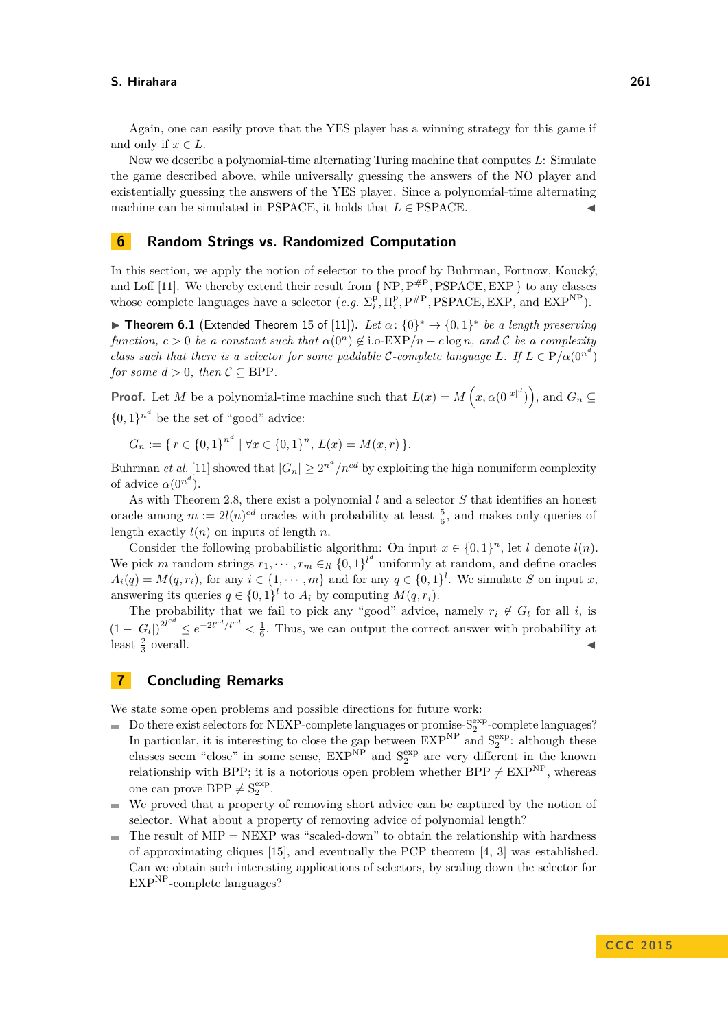Again, one can easily prove that the YES player has a winning strategy for this game if and only if $x \in L$.

Now we describe a polynomial-time alternating Turing machine that computes $L$: Simulate the game described above, while universally guessing the answers of the NO player and existentially guessing the answers of the YES player. Since a polynomial-time alternating machine can be simulated in PSPACE, it holds that $L \in \mathrm{PSPACE}$. ◀

## 6 Random Strings vs. Randomized Computation

In this section, we apply the notion of selector to the proof by Buhrman, Fortnow, Koucký, and Loff [11]. We thereby extend their result from $\{ \mathrm{NP}, \mathrm{P}^{\#\mathrm{P}}, \mathrm{PSPACE}, \mathrm{EXP} \}$ to any classes whose complete languages have a selector (*e.g.* $\Sigma_i^{\mathrm{P}}, \Pi_i^{\mathrm{P}}, \mathrm{P}^{\#\mathrm{P}}, \mathrm{PSPACE}, \mathrm{EXP}$, and $\mathrm{EXP}^{\mathrm{NP}}$).

▶ **Theorem 6.1** (Extended Theorem 15 of [11]). *Let $\alpha \colon \{0\}^* \to \{0,1\}^*$ be a length preserving function, $c > 0$ be a constant such that $\alpha(0^n) \notin \text{i.o-EXP}/n - c\log n$, and $\mathcal{C}$ be a complexity class such that there is a selector for some paddable $\mathcal{C}$-complete language $L$. If $L \in \mathrm{P}/\alpha(0^{n^d})$ for some $d > 0$, then $\mathcal{C} \subseteq \mathrm{BPP}$.*

**Proof.** Let $M$ be a polynomial-time machine such that $L(x) = M\left(x, \alpha(0^{|x|^d})\right)$, and $G_n \subseteq \{0,1\}^{n^d}$ be the set of "good" advice:

$$G_n := \{ r \in \{0,1\}^{n^d} \mid \forall x \in \{0,1\}^n,\ L(x) = M(x,r) \}.$$

Buhrman *et al.* [11] showed that $|G_n| \geq 2^{n^d}/n^{cd}$ by exploiting the high nonuniform complexity of advice $\alpha(0^{n^d})$.

As with Theorem 2.8, there exist a polynomial $l$ and a selector $S$ that identifies an honest oracle among $m := 2l(n)^{cd}$ oracles with probability at least $\frac{5}{6}$, and makes only queries of length exactly $l(n)$ on inputs of length $n$.

Consider the following probabilistic algorithm: On input $x \in \{0,1\}^n$, let $l$ denote $l(n)$. We pick $m$ random strings $r_1, \cdots, r_m \in_R \{0,1\}^{l^d}$ uniformly at random, and define oracles $A_i(q) = M(q, r_i)$, for any $i \in \{1, \cdots, m\}$ and for any $q \in \{0,1\}^l$. We simulate $S$ on input $x$, answering its queries $q \in \{0,1\}^l$ to $A_i$ by computing $M(q, r_i)$.

The probability that we fail to pick any "good" advice, namely $r_i \notin G_l$ for all $i$, is $(1 - |G_l|)^{2l^{cd}} \leq e^{-2l^{cd}/l^{cd}} < \frac{1}{6}$. Thus, we can output the correct answer with probability at least $\frac{2}{3}$ overall. ◀

## 7 Concluding Remarks

We state some open problems and possible directions for future work:

- Do there exist selectors for NEXP-complete languages or promise-$\mathrm{S}_2^{\exp}$-complete languages? In particular, it is interesting to close the gap between $\mathrm{EXP}^{\mathrm{NP}}$ and $\mathrm{S}_2^{\exp}$: although these classes seem "close" in some sense, $\mathrm{EXP}^{\mathrm{NP}}$ and $\mathrm{S}_2^{\exp}$ are very different in the known relationship with BPP; it is a notorious open problem whether $\mathrm{BPP} \neq \mathrm{EXP}^{\mathrm{NP}}$, whereas one can prove $\mathrm{BPP} \neq \mathrm{S}_2^{\exp}$.
- We proved that a property of removing short advice can be captured by the notion of selector. What about a property of removing advice of polynomial length?
- The result of MIP = NEXP was "scaled-down" to obtain the relationship with hardness of approximating cliques [15], and eventually the PCP theorem [4, 3] was established. Can we obtain such interesting applications of selectors, by scaling down the selector for $\mathrm{EXP}^{\mathrm{NP}}$-complete languages?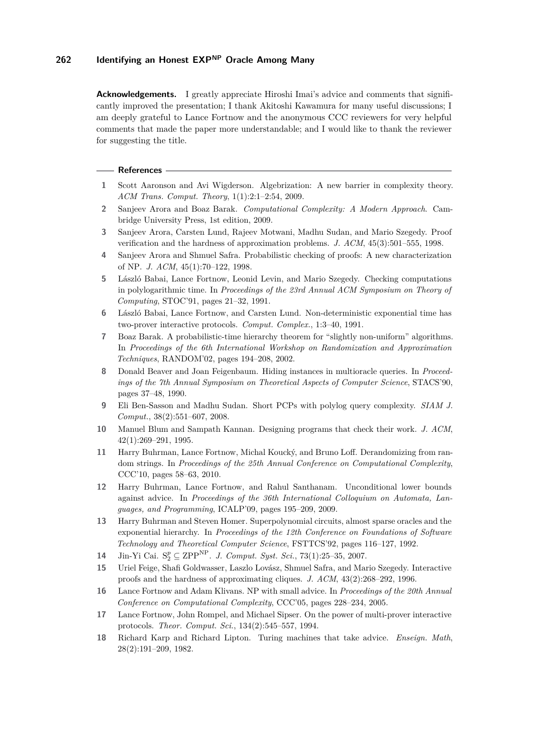**Acknowledgements.** I greatly appreciate Hiroshi Imai's advice and comments that significantly improved the presentation; I thank Akitoshi Kawamura for many useful discussions; I am deeply grateful to Lance Fortnow and the anonymous CCC reviewers for very helpful comments that made the paper more understandable; and I would like to thank the reviewer for suggesting the title.

## References

1. Scott Aaronson and Avi Wigderson. Algebrization: A new barrier in complexity theory. *ACM Trans. Comput. Theory*, 1(1):2:1–2:54, 2009.
2. Sanjeev Arora and Boaz Barak. *Computational Complexity: A Modern Approach*. Cambridge University Press, 1st edition, 2009.
3. Sanjeev Arora, Carsten Lund, Rajeev Motwani, Madhu Sudan, and Mario Szegedy. Proof verification and the hardness of approximation problems. *J. ACM*, 45(3):501–555, 1998.
4. Sanjeev Arora and Shmuel Safra. Probabilistic checking of proofs: A new characterization of NP. *J. ACM*, 45(1):70–122, 1998.
5. László Babai, Lance Fortnow, Leonid Levin, and Mario Szegedy. Checking computations in polylogarithmic time. In *Proceedings of the 23rd Annual ACM Symposium on Theory of Computing*, STOC'91, pages 21–32, 1991.
6. László Babai, Lance Fortnow, and Carsten Lund. Non-deterministic exponential time has two-prover interactive protocols. *Comput. Complex.*, 1:3–40, 1991.
7. Boaz Barak. A probabilistic-time hierarchy theorem for "slightly non-uniform" algorithms. In *Proceedings of the 6th International Workshop on Randomization and Approximation Techniques*, RANDOM'02, pages 194–208, 2002.
8. Donald Beaver and Joan Feigenbaum. Hiding instances in multioracle queries. In *Proceedings of the 7th Annual Symposium on Theoretical Aspects of Computer Science*, STACS'90, pages 37–48, 1990.
9. Eli Ben-Sasson and Madhu Sudan. Short PCPs with polylog query complexity. *SIAM J. Comput.*, 38(2):551–607, 2008.
10. Manuel Blum and Sampath Kannan. Designing programs that check their work. *J. ACM*, 42(1):269–291, 1995.
11. Harry Buhrman, Lance Fortnow, Michal Koucký, and Bruno Loff. Derandomizing from random strings. In *Proceedings of the 25th Annual Conference on Computational Complexity*, CCC'10, pages 58–63, 2010.
12. Harry Buhrman, Lance Fortnow, and Rahul Santhanam. Unconditional lower bounds against advice. In *Proceedings of the 36th International Colloquium on Automata, Languages, and Programming*, ICALP'09, pages 195–209, 2009.
13. Harry Buhrman and Steven Homer. Superpolynomial circuits, almost sparse oracles and the exponential hierarchy. In *Proceedings of the 12th Conference on Foundations of Software Technology and Theoretical Computer Science*, FSTTCS'92, pages 116–127, 1992.
14. Jin-Yi Cai. $\mathrm{S}_2^p \subseteq \mathrm{ZPP}^{\mathrm{NP}}$. *J. Comput. Syst. Sci.*, 73(1):25–35, 2007.
15. Uriel Feige, Shafi Goldwasser, Laszlo Lovász, Shmuel Safra, and Mario Szegedy. Interactive proofs and the hardness of approximating cliques. *J. ACM*, 43(2):268–292, 1996.
16. Lance Fortnow and Adam Klivans. NP with small advice. In *Proceedings of the 20th Annual Conference on Computational Complexity*, CCC'05, pages 228–234, 2005.
17. Lance Fortnow, John Rompel, and Michael Sipser. On the power of multi-prover interactive protocols. *Theor. Comput. Sci.*, 134(2):545–557, 1994.
18. Richard Karp and Richard Lipton. Turing machines that take advice. *Enseign. Math*, 28(2):191–209, 1982.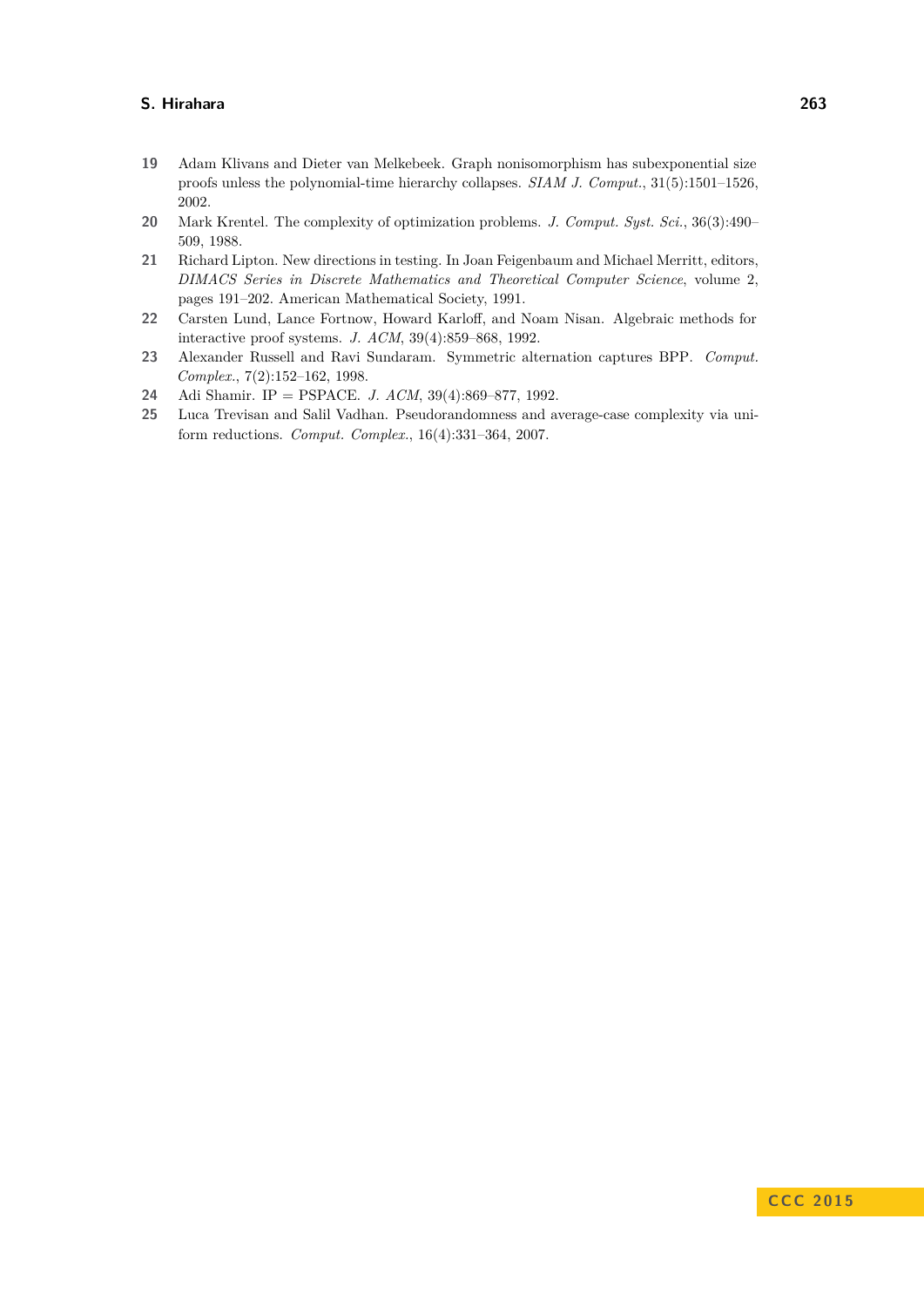19 Adam Klivans and Dieter van Melkebeek. Graph nonisomorphism has subexponential size proofs unless the polynomial-time hierarchy collapses. *SIAM J. Comput.*, 31(5):1501–1526, 2002.

20 Mark Krentel. The complexity of optimization problems. *J. Comput. Syst. Sci.*, 36(3):490–509, 1988.

21 Richard Lipton. New directions in testing. In Joan Feigenbaum and Michael Merritt, editors, *DIMACS Series in Discrete Mathematics and Theoretical Computer Science*, volume 2, pages 191–202. American Mathematical Society, 1991.

22 Carsten Lund, Lance Fortnow, Howard Karloff, and Noam Nisan. Algebraic methods for interactive proof systems. *J. ACM*, 39(4):859–868, 1992.

23 Alexander Russell and Ravi Sundaram. Symmetric alternation captures BPP. *Comput. Complex.*, 7(2):152–162, 1998.

24 Adi Shamir. IP = PSPACE. *J. ACM*, 39(4):869–877, 1992.

25 Luca Trevisan and Salil Vadhan. Pseudorandomness and average-case complexity via uniform reductions. *Comput. Complex.*, 16(4):331–364, 2007.